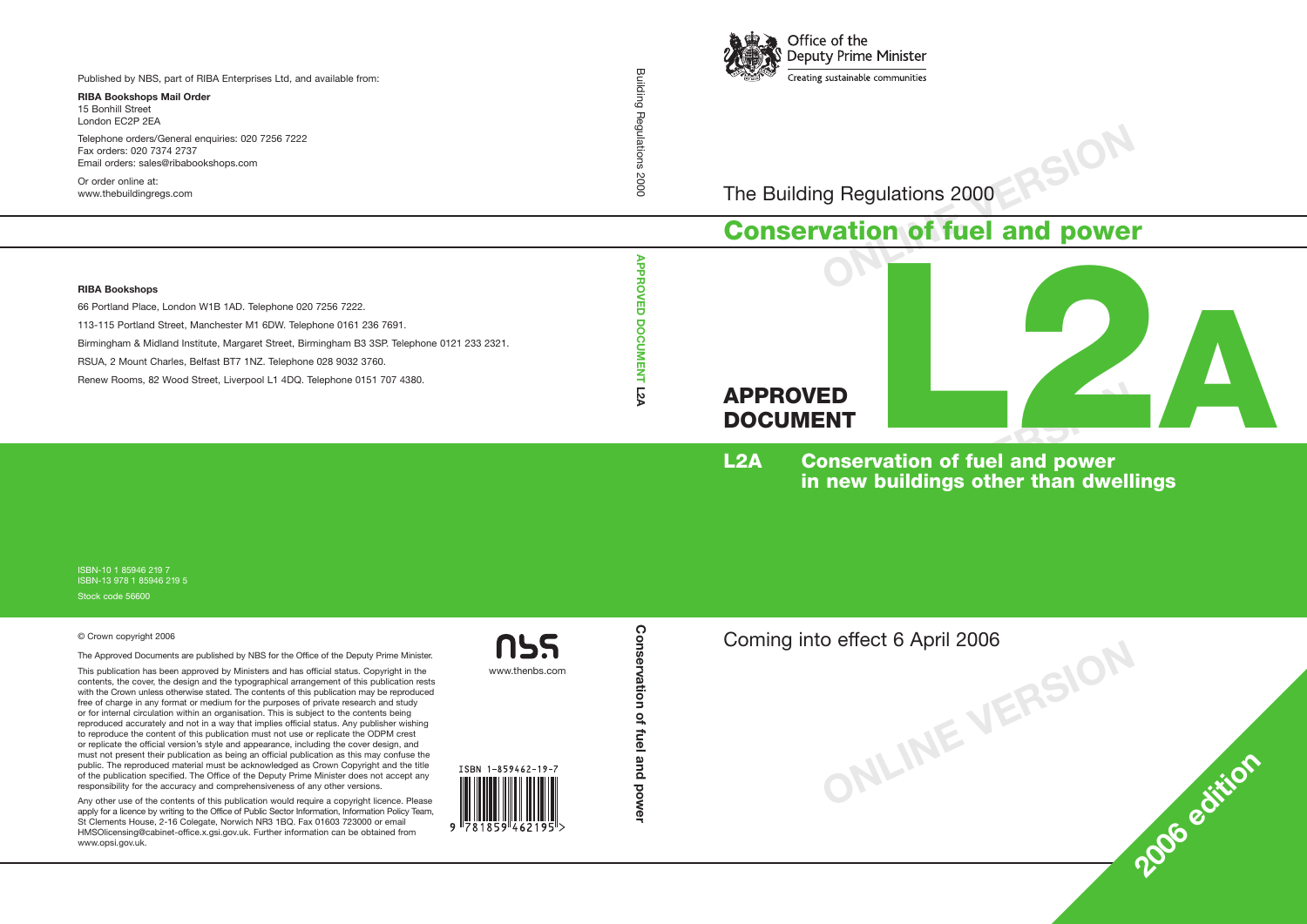Office of the Deputy Prime Minister

Creating sustainable communities

The Building Regulations 2000

# Conservation of fuel and power

## APPROVED DOCUMENT L2A

**L2A** **Conservation of fuel and power in new buildings other than dwellings**

Coming into effect 6 April 2006

2006 edition

---

Published by NBS, part of RIBA Enterprises Ltd, and available from:

**RIBA Bookshops Mail Order**
15 Bonhill Street
London EC2P 2EA

Telephone orders/General enquiries: 020 7256 7222
Fax orders: 020 7374 2737
Email orders: sales@ribabookshops.com

Or order online at:
www.thebuildingregs.com

**RIBA Bookshops**

66 Portland Place, London W1B 1AD. Telephone 020 7256 7222.

113-115 Portland Street, Manchester M1 6DW. Telephone 0161 236 7691.

Birmingham & Midland Institute, Margaret Street, Birmingham B3 3SP. Telephone 0121 233 2321.

RSUA, 2 Mount Charles, Belfast BT7 1NZ. Telephone 028 9032 3760.

Renew Rooms, 82 Wood Street, Liverpool L1 4DQ. Telephone 0151 707 4380.

ISBN-10 1 85946 219 7
ISBN-13 978 1 85946 219 5

Stock code 56600

© Crown copyright 2006

The Approved Documents are published by NBS for the Office of the Deputy Prime Minister.

This publication has been approved by Ministers and has official status. Copyright in the contents, the cover, the design and the typographical arrangement of this publication rests with the Crown unless otherwise stated. The contents of this publication may be reproduced free of charge in any format or medium for the purposes of private research and study or for internal circulation within an organisation. This is subject to the contents being reproduced accurately and not in a way that implies official status. Any publisher wishing to reproduce the content of this publication must not use or replicate the ODPM crest or replicate the official version's style and appearance, including the cover design, and must not present their publication as being an official publication as this may confuse the public. The reproduced material must be acknowledged as Crown Copyright and the title of the publication specified. The Office of the Deputy Prime Minister does not accept any responsibility for the accuracy and comprehensiveness of any other versions.

Any other use of the contents of this publication would require a copyright licence. Please apply for a licence by writing to the Office of Public Sector Information, Information Policy Team, St Clements House, 2-16 Colegate, Norwich NR3 1BQ. Fax 01603 723000 or email HMSOlicensing@cabinet-office.x.gsi.gov.uk. Further information can be obtained from www.opsi.gov.uk.

nbs
www.thenbs.com

ISBN 1-859462-19-7

9 781859 462195

Building Regulations 2000

APPROVED DOCUMENT L2A

Conservation of fuel and power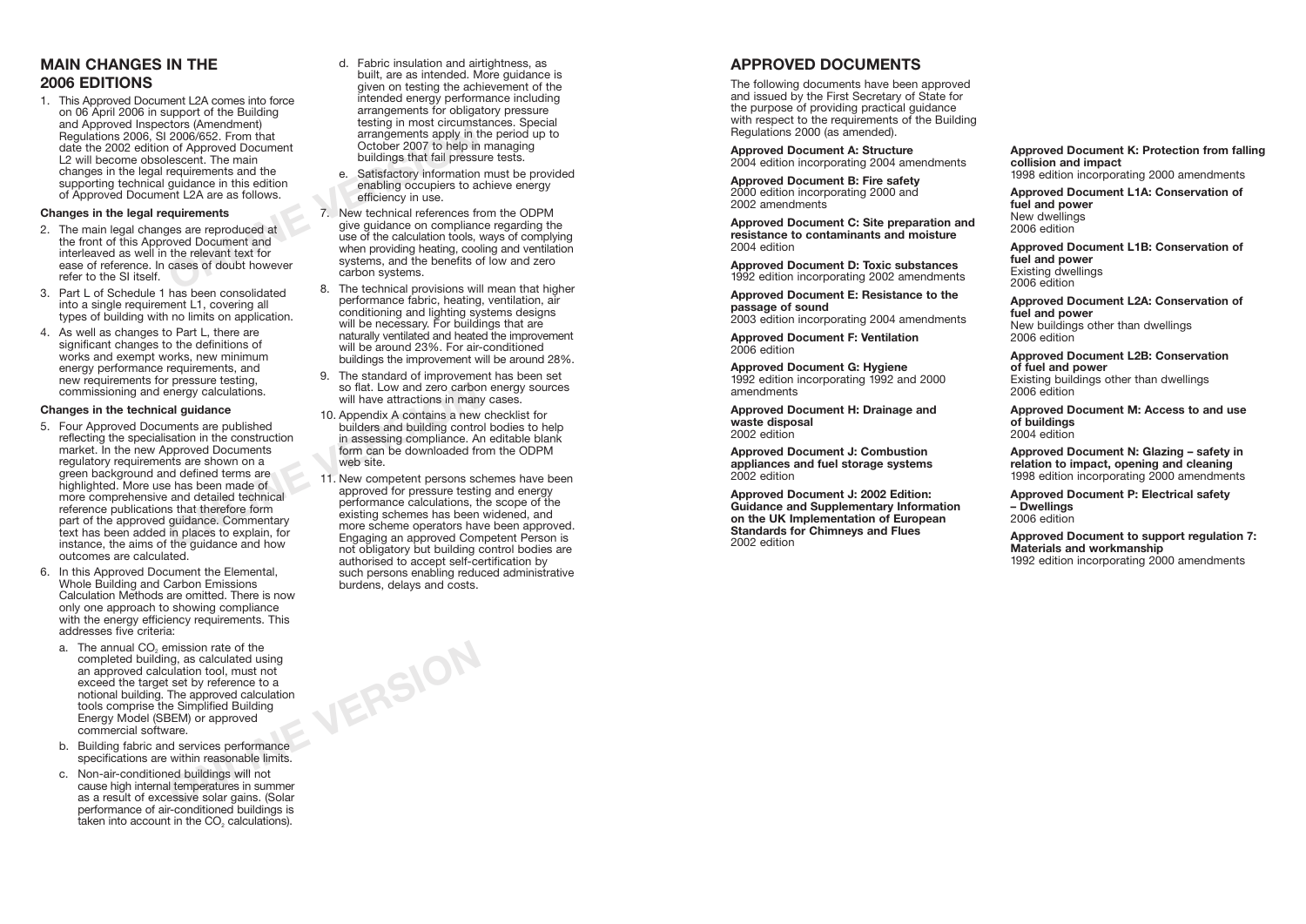## MAIN CHANGES IN THE 2006 EDITIONS

1. This Approved Document L2A comes into force on 06 April 2006 in support of the Building and Approved Inspectors (Amendment) Regulations 2006, SI 2006/652. From that date the 2002 edition of Approved Document L2 will become obsolescent. The main changes in the legal requirements and the supporting technical guidance in this edition of Approved Document L2A are as follows.

### Changes in the legal requirements

2. The main legal changes are reproduced at the front of this Approved Document and interleaved as well in the relevant text for ease of reference. In cases of doubt however refer to the SI itself.
3. Part L of Schedule 1 has been consolidated into a single requirement L1, covering all types of building with no limits on application.
4. As well as changes to Part L, there are significant changes to the definitions of works and exempt works, new minimum energy performance requirements, and new requirements for pressure testing, commissioning and energy calculations.

### Changes in the technical guidance

5. Four Approved Documents are published reflecting the specialisation in the construction market. In the new Approved Documents regulatory requirements are shown on a green background and defined terms are highlighted. More use has been made of more comprehensive and detailed technical reference publications that therefore form part of the approved guidance. Commentary text has been added in places to explain, for instance, the aims of the guidance and how outcomes are calculated.
6. In this Approved Document the Elemental, Whole Building and Carbon Emissions Calculation Methods are omitted. There is now only one approach to showing compliance with the energy efficiency requirements. This addresses five criteria:
   a. The annual $CO_2$ emission rate of the completed building, as calculated using an approved calculation tool, must not exceed the target set by reference to a notional building. The approved calculation tools comprise the Simplified Building Energy Model (SBEM) or approved commercial software.
   b. Building fabric and services performance specifications are within reasonable limits.
   c. Non-air-conditioned buildings will not cause high internal temperatures in summer as a result of excessive solar gains. (Solar performance of air-conditioned buildings is taken into account in the $CO_2$ calculations).
   d. Fabric insulation and airtightness, as built, are as intended. More guidance is given on testing the achievement of the intended energy performance including arrangements for obligatory pressure testing in most circumstances. Special arrangements apply in the period up to October 2007 to help in managing buildings that fail pressure tests.
   e. Satisfactory information must be provided enabling occupiers to achieve energy efficiency in use.
7. New technical references from the ODPM give guidance on compliance regarding the use of the calculation tools, ways of complying when providing heating, cooling and ventilation systems, and the benefits of low and zero carbon systems.
8. The technical provisions will mean that higher performance fabric, heating, ventilation, air conditioning and lighting systems designs will be necessary. For buildings that are naturally ventilated and heated the improvement will be around 23%. For air-conditioned buildings the improvement will be around 28%.
9. The standard of improvement has been set so flat. Low and zero carbon energy sources will have attractions in many cases.
10. Appendix A contains a new checklist for builders and building control bodies to help in assessing compliance. An editable blank form can be downloaded from the ODPM web site.
11. New competent persons schemes have been approved for pressure testing and energy performance calculations, the scope of the existing schemes has been widened, and more scheme operators have been approved. Engaging an approved Competent Person is not obligatory but building control bodies are authorised to accept self-certification by such persons enabling reduced administrative burdens, delays and costs.

## APPROVED DOCUMENTS

The following documents have been approved and issued by the First Secretary of State for the purpose of providing practical guidance with respect to the requirements of the Building Regulations 2000 (as amended).

**Approved Document A: Structure**
2004 edition incorporating 2004 amendments

**Approved Document B: Fire safety**
2000 edition incorporating 2000 and 2002 amendments

**Approved Document C: Site preparation and resistance to contaminants and moisture**
2004 edition

**Approved Document D: Toxic substances**
1992 edition incorporating 2002 amendments

**Approved Document E: Resistance to the passage of sound**
2003 edition incorporating 2004 amendments

**Approved Document F: Ventilation**
2006 edition

**Approved Document G: Hygiene**
1992 edition incorporating 1992 and 2000 amendments

**Approved Document H: Drainage and waste disposal**
2002 edition

**Approved Document J: Combustion appliances and fuel storage systems**
2002 edition

**Approved Document J: 2002 Edition: Guidance and Supplementary Information on the UK Implementation of European Standards for Chimneys and Flues**
2002 edition

**Approved Document K: Protection from falling collision and impact**
1998 edition incorporating 2000 amendments

**Approved Document L1A: Conservation of fuel and power**
New dwellings
2006 edition

**Approved Document L1B: Conservation of fuel and power**
Existing dwellings
2006 edition

**Approved Document L2A: Conservation of fuel and power**
New buildings other than dwellings
2006 edition

**Approved Document L2B: Conservation of fuel and power**
Existing buildings other than dwellings
2006 edition

**Approved Document M: Access to and use of buildings**
2004 edition

**Approved Document N: Glazing – safety in relation to impact, opening and cleaning**
1998 edition incorporating 2000 amendments

**Approved Document P: Electrical safety – Dwellings**
2006 edition

**Approved Document to support regulation 7: Materials and workmanship**
1992 edition incorporating 2000 amendments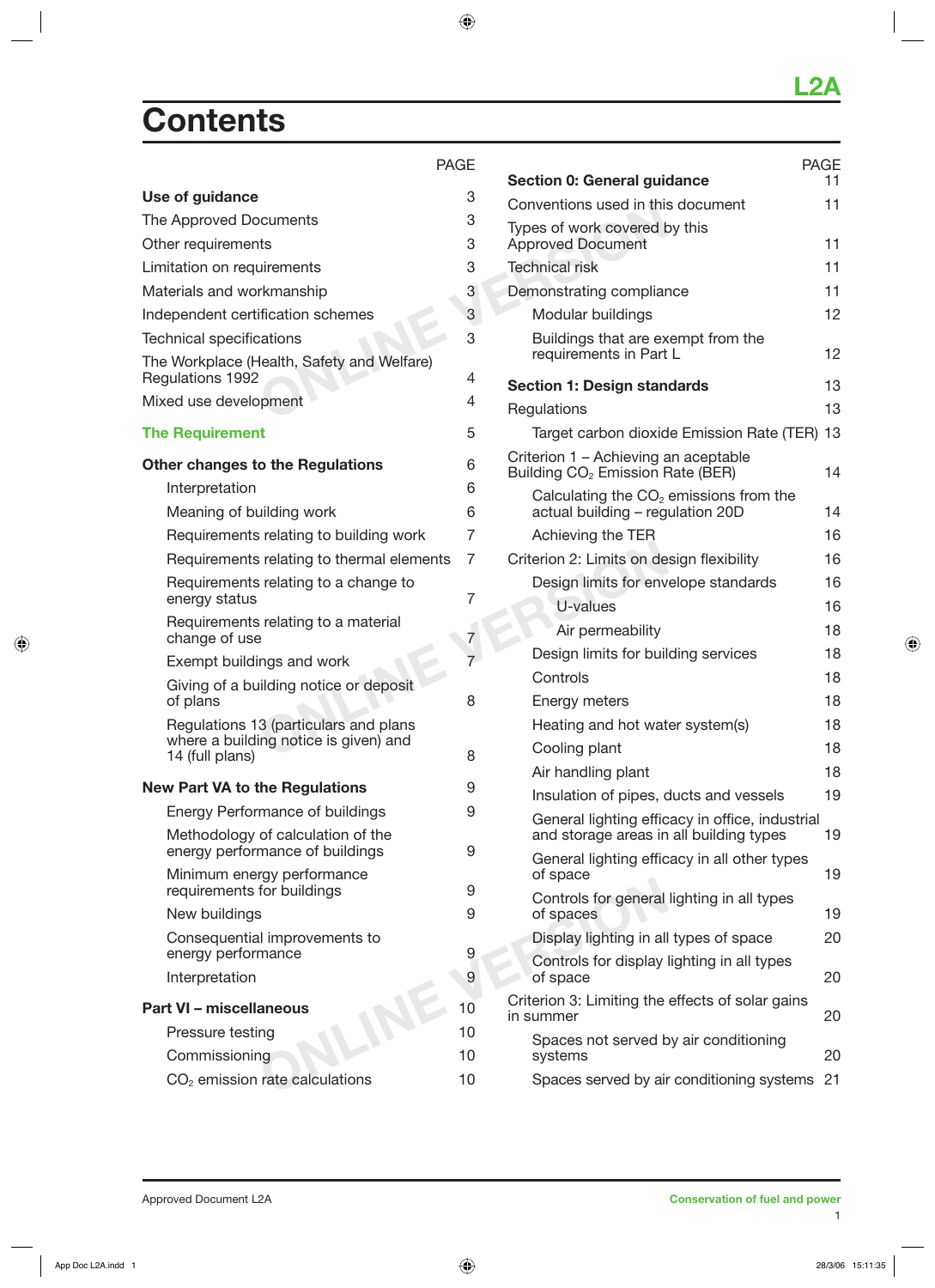# Contents

| | PAGE |
|---|---|
| **Use of guidance** | 3 |
| The Approved Documents | 3 |
| Other requirements | 3 |
| Limitation on requirements | 3 |
| Materials and workmanship | 3 |
| Independent certification schemes | 3 |
| Technical specifications | 3 |
| The Workplace (Health, Safety and Welfare) Regulations 1992 | 4 |
| Mixed use development | 4 |
| **The Requirement** | 5 |
| **Other changes to the Regulations** | 6 |
| Interpretation | 6 |
| Meaning of building work | 6 |
| Requirements relating to building work | 7 |
| Requirements relating to thermal elements | 7 |
| Requirements relating to a change to energy status | 7 |
| Requirements relating to a material change of use | 7 |
| Exempt buildings and work | 7 |
| Giving of a building notice or deposit of plans | 8 |
| Regulations 13 (particulars and plans where a building notice is given) and 14 (full plans) | 8 |
| **New Part VA to the Regulations** | 9 |
| Energy Performance of buildings | 9 |
| Methodology of calculation of the energy performance of buildings | 9 |
| Minimum energy performance requirements for buildings | 9 |
| New buildings | 9 |
| Consequential improvements to energy performance | 9 |
| Interpretation | 9 |
| **Part VI – miscellaneous** | 10 |
| Pressure testing | 10 |
| Commissioning | 10 |
| $CO_2$ emission rate calculations | 10 |

| | PAGE |
|---|---|
| **Section 0: General guidance** | 11 |
| Conventions used in this document | 11 |
| Types of work covered by this Approved Document | 11 |
| Technical risk | 11 |
| Demonstrating compliance | 11 |
| Modular buildings | 12 |
| Buildings that are exempt from the requirements in Part L | 12 |
| **Section 1: Design standards** | 13 |
| Regulations | 13 |
| Target carbon dioxide Emission Rate (TER) | 13 |
| Criterion 1 – Achieving an acceptable Building $CO_2$ Emission Rate (BER) | 14 |
| Calculating the $CO_2$ emissions from the actual building – regulation 20D | 14 |
| Achieving the TER | 16 |
| Criterion 2: Limits on design flexibility | 16 |
| Design limits for envelope standards | 16 |
| U-values | 16 |
| Air permeability | 18 |
| Design limits for building services | 18 |
| Controls | 18 |
| Energy meters | 18 |
| Heating and hot water system(s) | 18 |
| Cooling plant | 18 |
| Air handling plant | 18 |
| Insulation of pipes, ducts and vessels | 19 |
| General lighting efficacy in office, industrial and storage areas in all building types | 19 |
| General lighting efficacy in all other types of space | 19 |
| Controls for general lighting in all types of spaces | 19 |
| Display lighting in all types of space | 20 |
| Controls for display lighting in all types of space | 20 |
| Criterion 3: Limiting the effects of solar gains in summer | 20 |
| Spaces not served by air conditioning systems | 20 |
| Spaces served by air conditioning systems | 21 |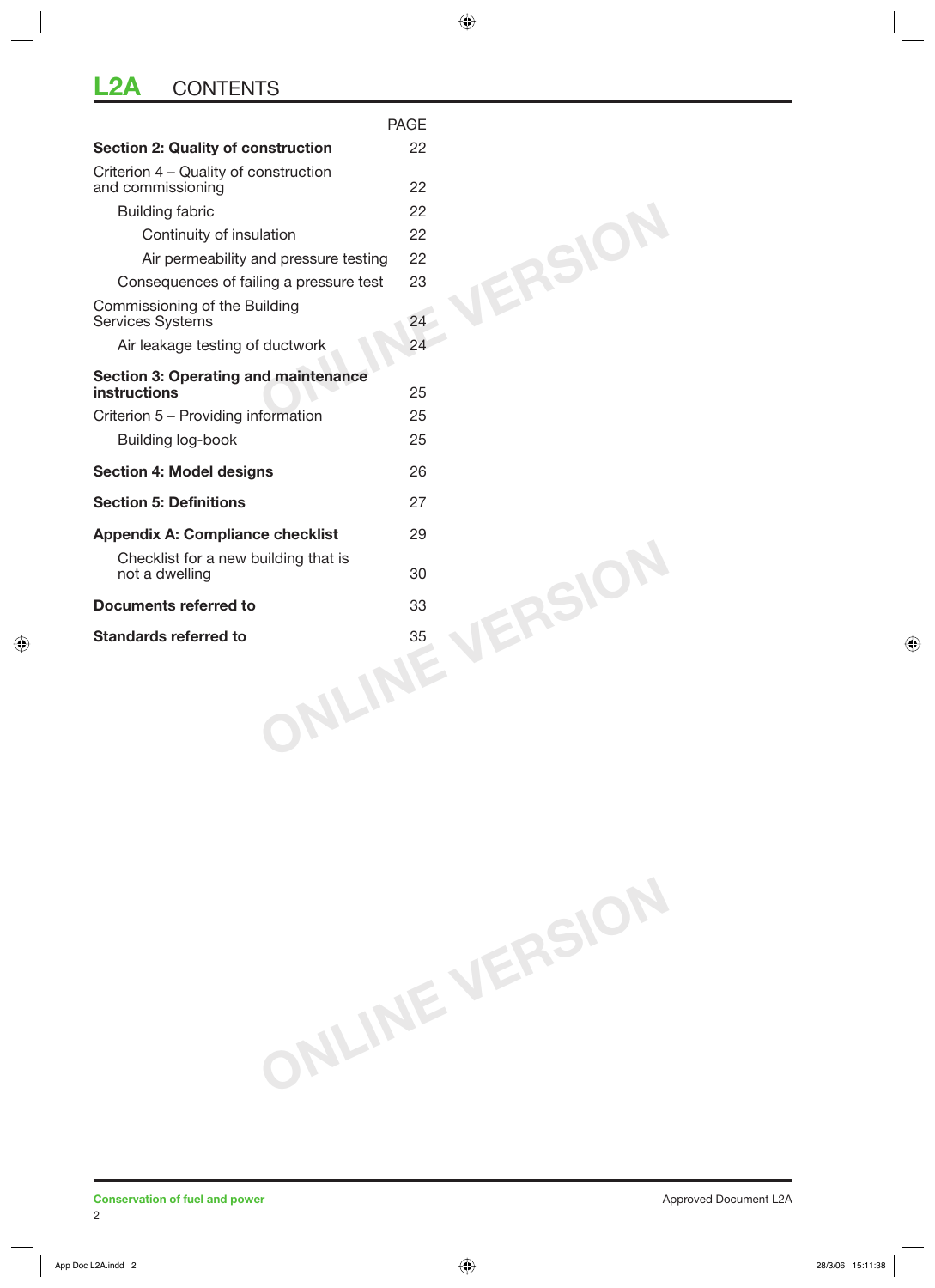# L2A CONTENTS

| | PAGE |
|---|---|
| **Section 2: Quality of construction** | 22 |
| Criterion 4 – Quality of construction and commissioning | 22 |
| Building fabric | 22 |
| Continuity of insulation | 22 |
| Air permeability and pressure testing | 22 |
| Consequences of failing a pressure test | 23 |
| Commissioning of the Building Services Systems | 24 |
| Air leakage testing of ductwork | 24 |
| **Section 3: Operating and maintenance instructions** | 25 |
| Criterion 5 – Providing information | 25 |
| Building log-book | 25 |
| **Section 4: Model designs** | 26 |
| **Section 5: Definitions** | 27 |
| **Appendix A: Compliance checklist** | 29 |
| Checklist for a new building that is not a dwelling | 30 |
| **Documents referred to** | 33 |
| **Standards referred to** | 35 |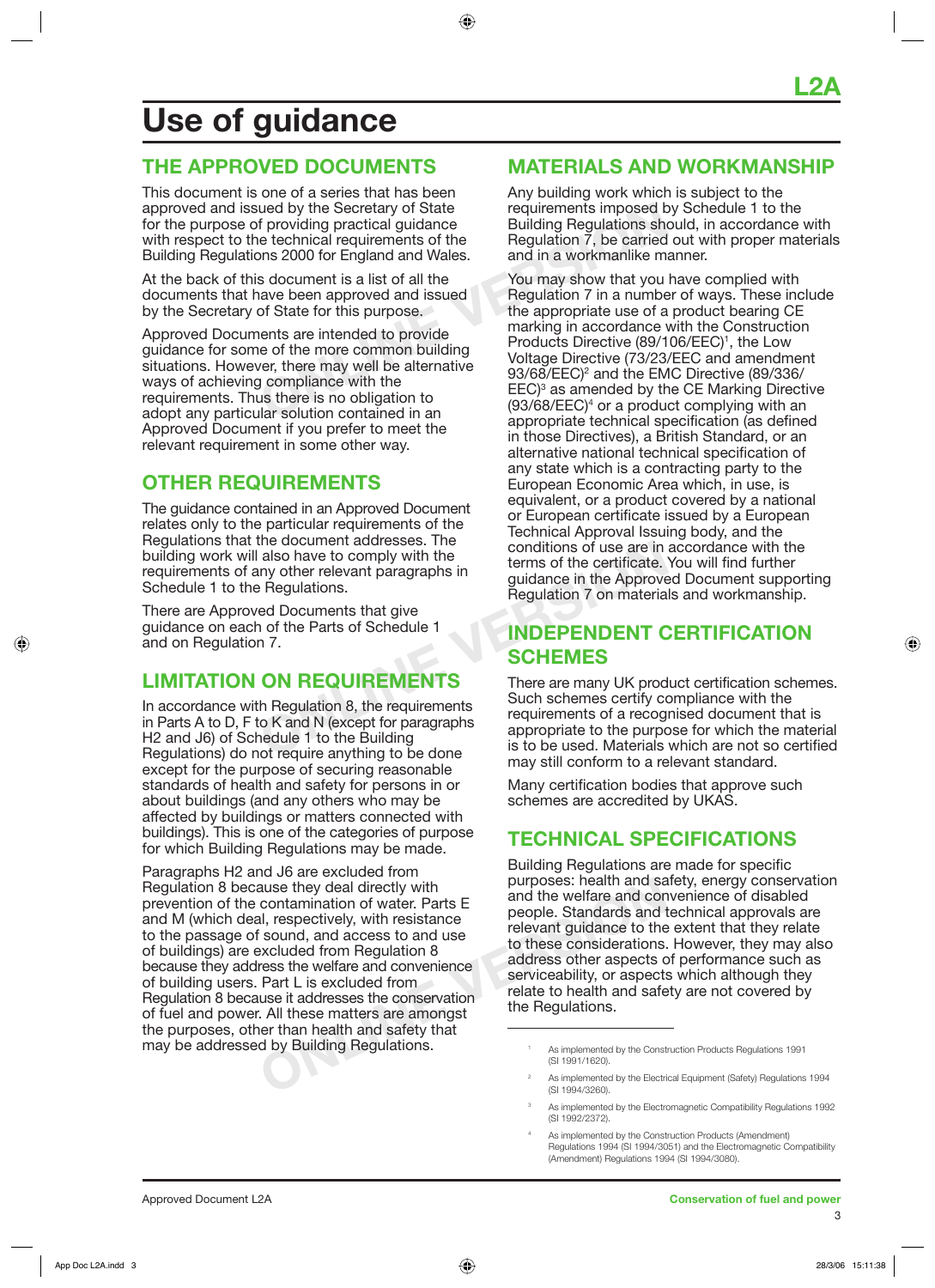# Use of guidance

## THE APPROVED DOCUMENTS

This document is one of a series that has been approved and issued by the Secretary of State for the purpose of providing practical guidance with respect to the technical requirements of the Building Regulations 2000 for England and Wales.

At the back of this document is a list of all the documents that have been approved and issued by the Secretary of State for this purpose.

Approved Documents are intended to provide guidance for some of the more common building situations. However, there may well be alternative ways of achieving compliance with the requirements. Thus there is no obligation to adopt any particular solution contained in an Approved Document if you prefer to meet the relevant requirement in some other way.

## OTHER REQUIREMENTS

The guidance contained in an Approved Document relates only to the particular requirements of the Regulations that the document addresses. The building work will also have to comply with the requirements of any other relevant paragraphs in Schedule 1 to the Regulations.

There are Approved Documents that give guidance on each of the Parts of Schedule 1 and on Regulation 7.

## LIMITATION ON REQUIREMENTS

In accordance with Regulation 8, the requirements in Parts A to D, F to K and N (except for paragraphs H2 and J6) of Schedule 1 to the Building Regulations) do not require anything to be done except for the purpose of securing reasonable standards of health and safety for persons in or about buildings (and any others who may be affected by buildings or matters connected with buildings). This is one of the categories of purpose for which Building Regulations may be made.

Paragraphs H2 and J6 are excluded from Regulation 8 because they deal directly with prevention of the contamination of water. Parts E and M (which deal, respectively, with resistance to the passage of sound, and access to and use of buildings) are excluded from Regulation 8 because they address the welfare and convenience of building users. Part L is excluded from Regulation 8 because it addresses the conservation of fuel and power. All these matters are amongst the purposes, other than health and safety that may be addressed by Building Regulations.

## MATERIALS AND WORKMANSHIP

Any building work which is subject to the requirements imposed by Schedule 1 to the Building Regulations should, in accordance with Regulation 7, be carried out with proper materials and in a workmanlike manner.

You may show that you have complied with Regulation 7 in a number of ways. These include the appropriate use of a product bearing CE marking in accordance with the Construction Products Directive (89/106/EEC)[1], the Low Voltage Directive (73/23/EEC and amendment 93/68/EEC)[2] and the EMC Directive (89/336/EEC)[3] as amended by the CE Marking Directive (93/68/EEC)[4] or a product complying with an appropriate technical specification (as defined in those Directives), a British Standard, or an alternative national technical specification of any state which is a contracting party to the European Economic Area which, in use, is equivalent, or a product covered by a national or European certificate issued by a European Technical Approval Issuing body, and the conditions of use are in accordance with the terms of the certificate. You will find further guidance in the Approved Document supporting Regulation 7 on materials and workmanship.

## INDEPENDENT CERTIFICATION SCHEMES

There are many UK product certification schemes. Such schemes certify compliance with the requirements of a recognised document that is appropriate to the purpose for which the material is to be used. Materials which are not so certified may still conform to a relevant standard.

Many certification bodies that approve such schemes are accredited by UKAS.

## TECHNICAL SPECIFICATIONS

Building Regulations are made for specific purposes: health and safety, energy conservation and the welfare and convenience of disabled people. Standards and technical approvals are relevant guidance to the extent that they relate to these considerations. However, they may also address other aspects of performance such as serviceability, or aspects which although they relate to health and safety are not covered by the Regulations.

---

[1] As implemented by the Construction Products Regulations 1991 (SI 1991/1620).

[2] As implemented by the Electrical Equipment (Safety) Regulations 1994 (SI 1994/3260).

[3] As implemented by the Electromagnetic Compatibility Regulations 1992 (SI 1992/2372).

[4] As implemented by the Construction Products (Amendment) Regulations 1994 (SI 1994/3051) and the Electromagnetic Compatibility (Amendment) Regulations 1994 (SI 1994/3080).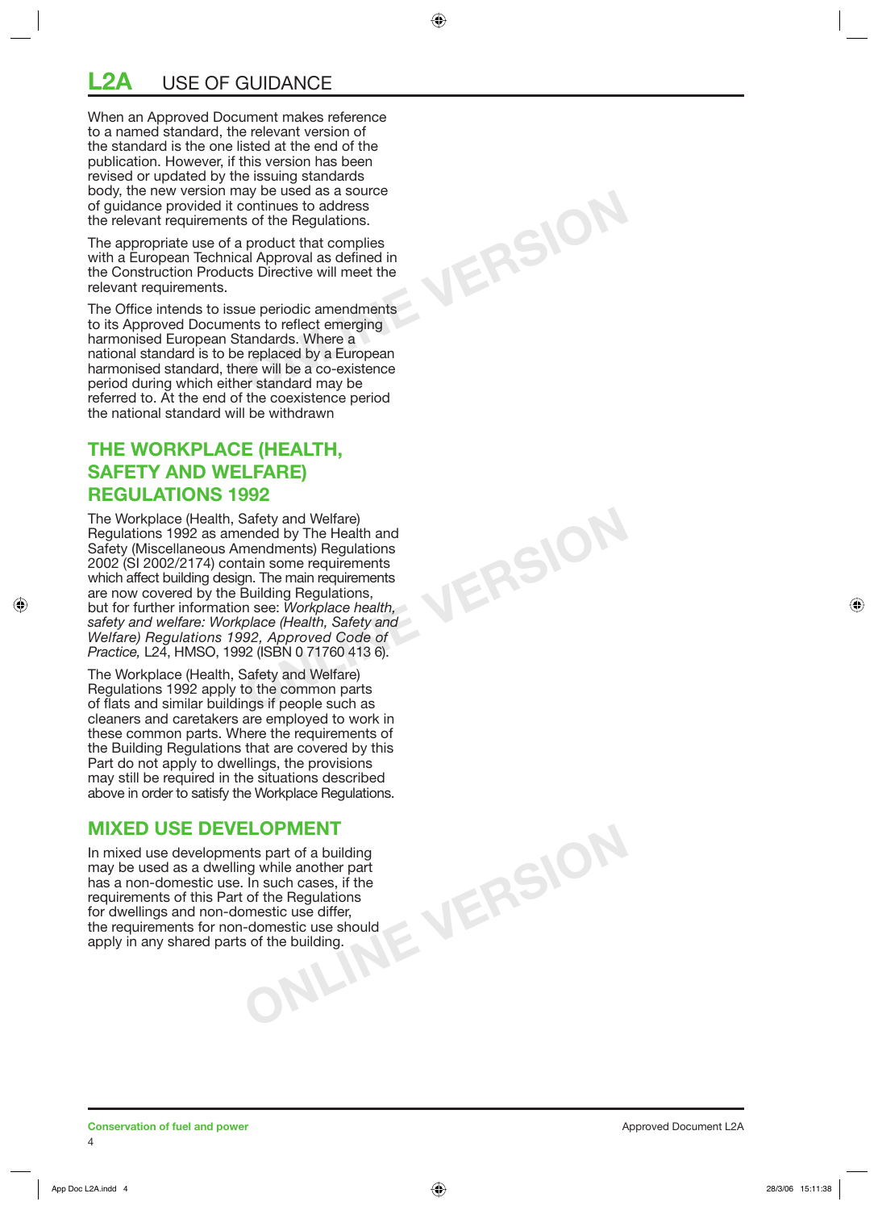# L2A USE OF GUIDANCE

When an Approved Document makes reference to a named standard, the relevant version of the standard is the one listed at the end of the publication. However, if this version has been revised or updated by the issuing standards body, the new version may be used as a source of guidance provided it continues to address the relevant requirements of the Regulations.

The appropriate use of a product that complies with a European Technical Approval as defined in the Construction Products Directive will meet the relevant requirements.

The Office intends to issue periodic amendments to its Approved Documents to reflect emerging harmonised European Standards. Where a national standard is to be replaced by a European harmonised standard, there will be a co-existence period during which either standard may be referred to. At the end of the coexistence period the national standard will be withdrawn

## THE WORKPLACE (HEALTH, SAFETY AND WELFARE) REGULATIONS 1992

The Workplace (Health, Safety and Welfare) Regulations 1992 as amended by The Health and Safety (Miscellaneous Amendments) Regulations 2002 (SI 2002/2174) contain some requirements which affect building design. The main requirements are now covered by the Building Regulations, but for further information see: *Workplace health, safety and welfare: Workplace (Health, Safety and Welfare) Regulations 1992, Approved Code of Practice,* L24, HMSO, 1992 (ISBN 0 71760 413 6).

The Workplace (Health, Safety and Welfare) Regulations 1992 apply to the common parts of flats and similar buildings if people such as cleaners and caretakers are employed to work in these common parts. Where the requirements of the Building Regulations that are covered by this Part do not apply to dwellings, the provisions may still be required in the situations described above in order to satisfy the Workplace Regulations.

## MIXED USE DEVELOPMENT

In mixed use developments part of a building may be used as a dwelling while another part has a non-domestic use. In such cases, if the requirements of this Part of the Regulations for dwellings and non-domestic use differ, the requirements for non-domestic use should apply in any shared parts of the building.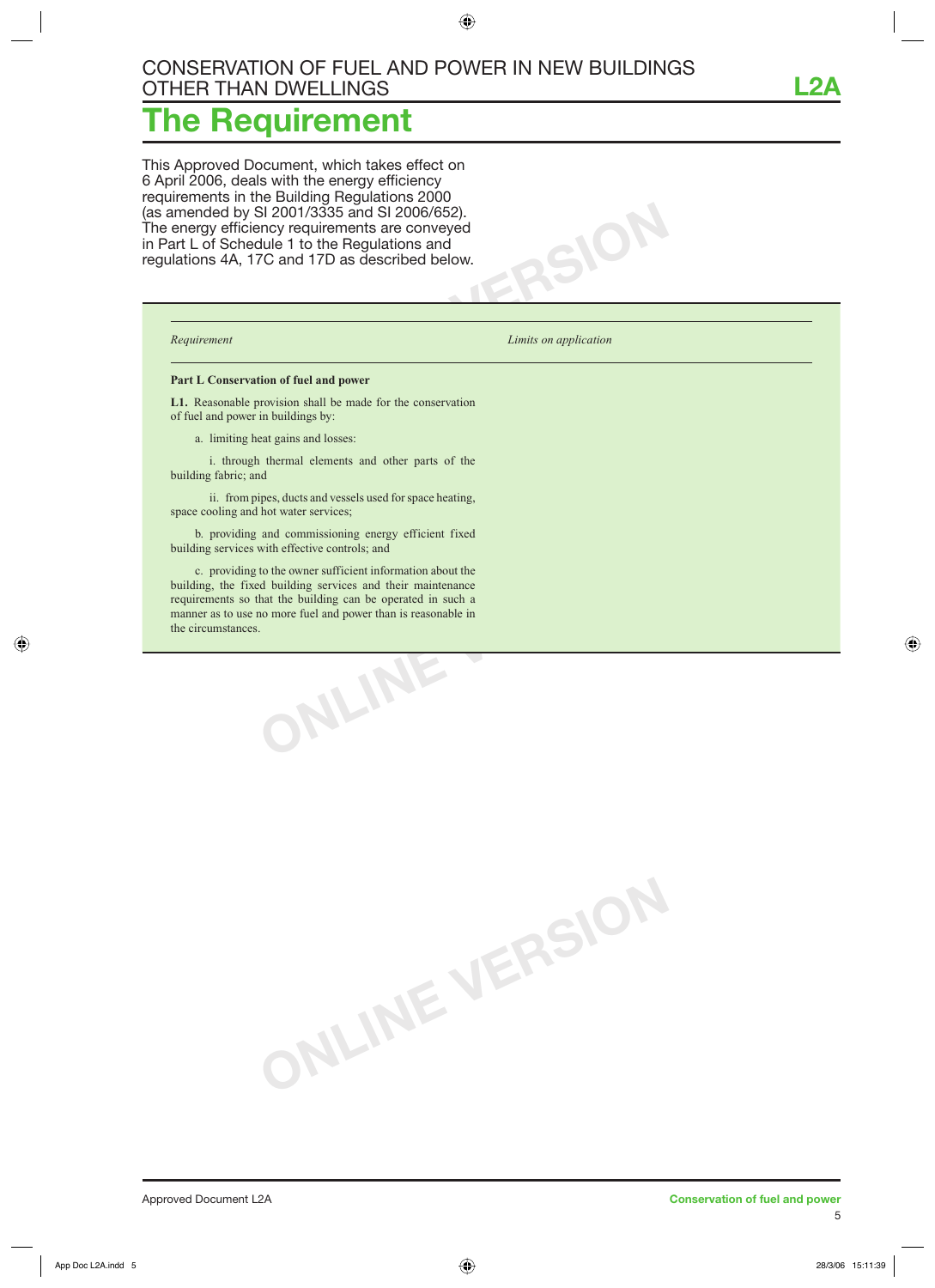# CONSERVATION OF FUEL AND POWER IN NEW BUILDINGS OTHER THAN DWELLINGS

# The Requirement

This Approved Document, which takes effect on 6 April 2006, deals with the energy efficiency requirements in the Building Regulations 2000 (as amended by SI 2001/3335 and SI 2006/652). The energy efficiency requirements are conveyed in Part L of Schedule 1 to the Regulations and regulations 4A, 17C and 17D as described below.

| *Requirement* | *Limits on application* |
| --- | --- |
| **Part L Conservation of fuel and power** | |
| **L1.** Reasonable provision shall be made for the conservation of fuel and power in buildings by: | |
| a. limiting heat gains and losses: | |
| i. through thermal elements and other parts of the building fabric; and | |
| ii. from pipes, ducts and vessels used for space heating, space cooling and hot water services; | |
| b. providing and commissioning energy efficient fixed building services with effective controls; and | |
| c. providing to the owner sufficient information about the building, the fixed building services and their maintenance requirements so that the building can be operated in such a manner as to use no more fuel and power than is reasonable in the circumstances. | |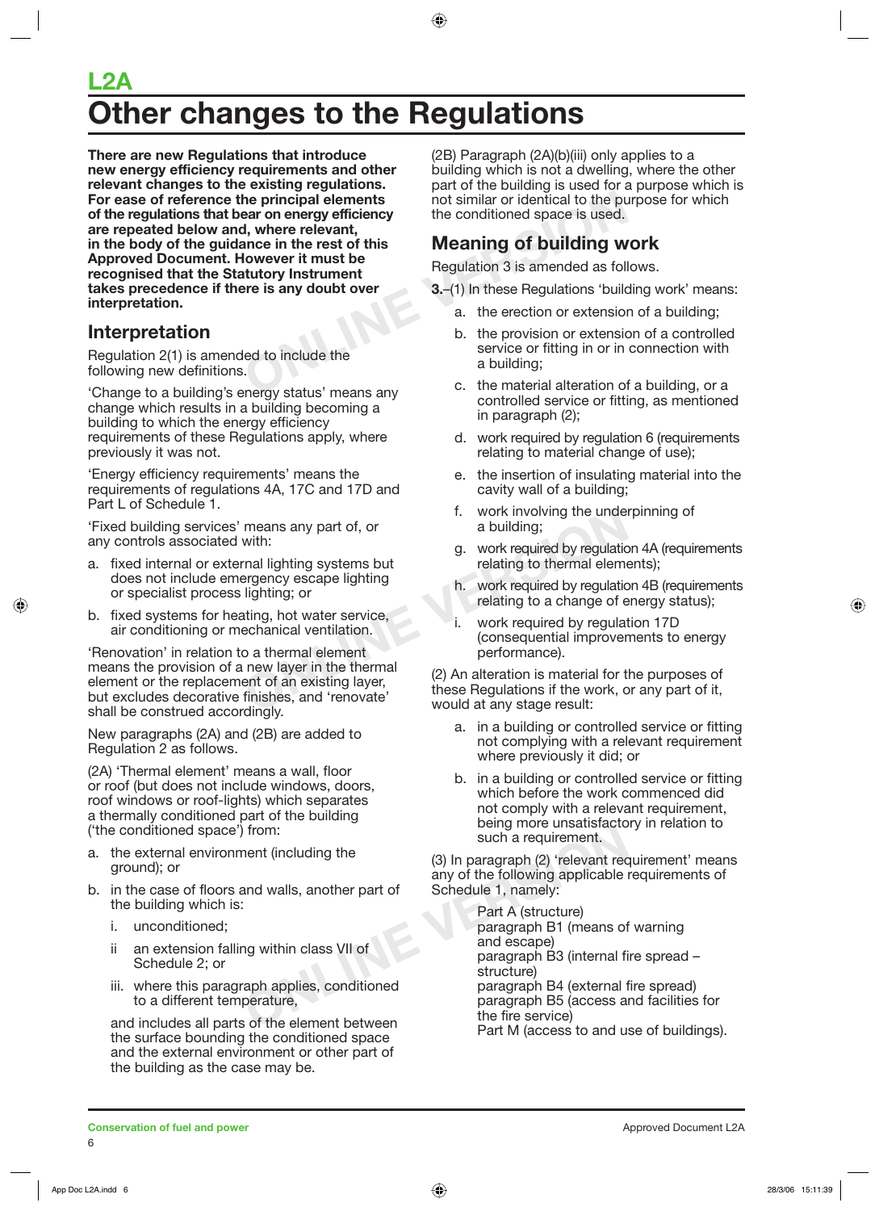# L2A

# Other changes to the Regulations

**There are new Regulations that introduce new energy efficiency requirements and other relevant changes to the existing regulations. For ease of reference the principal elements of the regulations that bear on energy efficiency are repeated below and, where relevant, in the body of the guidance in the rest of this Approved Document. However it must be recognised that the Statutory Instrument takes precedence if there is any doubt over interpretation.**

## Interpretation

Regulation 2(1) is amended to include the following new definitions.

'Change to a building's energy status' means any change which results in a building becoming a building to which the energy efficiency requirements of these Regulations apply, where previously it was not.

'Energy efficiency requirements' means the requirements of regulations 4A, 17C and 17D and Part L of Schedule 1.

'Fixed building services' means any part of, or any controls associated with:

a. fixed internal or external lighting systems but does not include emergency escape lighting or specialist process lighting; or
b. fixed systems for heating, hot water service, air conditioning or mechanical ventilation.

'Renovation' in relation to a thermal element means the provision of a new layer in the thermal element or the replacement of an existing layer, but excludes decorative finishes, and 'renovate' shall be construed accordingly.

New paragraphs (2A) and (2B) are added to Regulation 2 as follows.

(2A) 'Thermal element' means a wall, floor or roof (but does not include windows, doors, roof windows or roof-lights) which separates a thermally conditioned part of the building ('the conditioned space') from:

a. the external environment (including the ground); or
b. in the case of floors and walls, another part of the building which is:
   i. unconditioned;
   ii an extension falling within class VII of Schedule 2; or
   iii. where this paragraph applies, conditioned to a different temperature,

and includes all parts of the element between the surface bounding the conditioned space and the external environment or other part of the building as the case may be.

(2B) Paragraph (2A)(b)(iii) only applies to a building which is not a dwelling, where the other part of the building is used for a purpose which is not similar or identical to the purpose for which the conditioned space is used.

## Meaning of building work

Regulation 3 is amended as follows.

**3.**–(1) In these Regulations 'building work' means:

a. the erection or extension of a building;
b. the provision or extension of a controlled service or fitting in or in connection with a building;
c. the material alteration of a building, or a controlled service or fitting, as mentioned in paragraph (2);
d. work required by regulation 6 (requirements relating to material change of use);
e. the insertion of insulating material into the cavity wall of a building;
f. work involving the underpinning of a building;
g. work required by regulation 4A (requirements relating to thermal elements);
h. work required by regulation 4B (requirements relating to a change of energy status);
i. work required by regulation 17D (consequential improvements to energy performance).

(2) An alteration is material for the purposes of these Regulations if the work, or any part of it, would at any stage result:

a. in a building or controlled service or fitting not complying with a relevant requirement where previously it did; or
b. in a building or controlled service or fitting which before the work commenced did not comply with a relevant requirement, being more unsatisfactory in relation to such a requirement.

(3) In paragraph (2) 'relevant requirement' means any of the following applicable requirements of Schedule 1, namely:

Part A (structure)
paragraph B1 (means of warning and escape)
paragraph B3 (internal fire spread – structure)
paragraph B4 (external fire spread)
paragraph B5 (access and facilities for the fire service)
Part M (access to and use of buildings).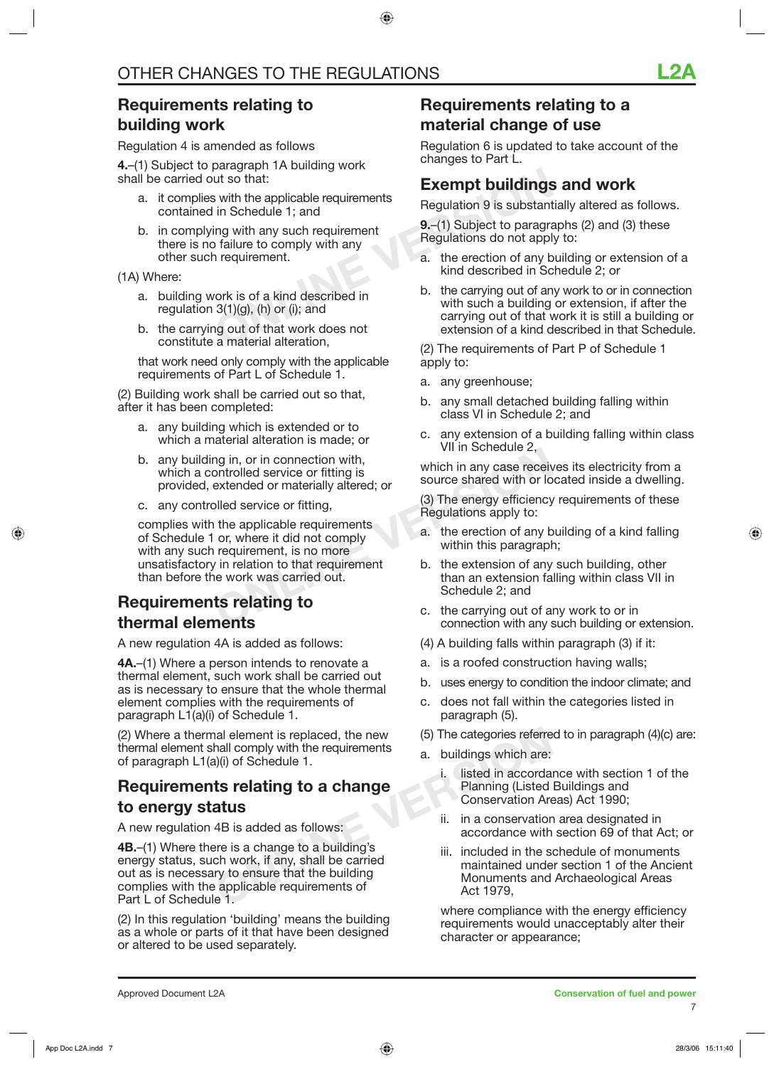## OTHER CHANGES TO THE REGULATIONS

### Requirements relating to building work

Regulation 4 is amended as follows

**4.**–(1) Subject to paragraph 1A building work shall be carried out so that:

a. it complies with the applicable requirements contained in Schedule 1; and

b. in complying with any such requirement there is no failure to comply with any other such requirement.

(1A) Where:

a. building work is of a kind described in regulation 3(1)(g), (h) or (i); and

b. the carrying out of that work does not constitute a material alteration,

that work need only comply with the applicable requirements of Part L of Schedule 1.

(2) Building work shall be carried out so that, after it has been completed:

a. any building which is extended or to which a material alteration is made; or

b. any building in, or in connection with, which a controlled service or fitting is provided, extended or materially altered; or

c. any controlled service or fitting,

complies with the applicable requirements of Schedule 1 or, where it did not comply with any such requirement, is no more unsatisfactory in relation to that requirement than before the work was carried out.

### Requirements relating to thermal elements

A new regulation 4A is added as follows:

**4A.**–(1) Where a person intends to renovate a thermal element, such work shall be carried out as is necessary to ensure that the whole thermal element complies with the requirements of paragraph L1(a)(i) of Schedule 1.

(2) Where a thermal element is replaced, the new thermal element shall comply with the requirements of paragraph L1(a)(i) of Schedule 1.

### Requirements relating to a change to energy status

A new regulation 4B is added as follows:

**4B.**–(1) Where there is a change to a building's energy status, such work, if any, shall be carried out as is necessary to ensure that the building complies with the applicable requirements of Part L of Schedule 1.

(2) In this regulation 'building' means the building as a whole or parts of it that have been designed or altered to be used separately.

### Requirements relating to a material change of use

Regulation 6 is updated to take account of the changes to Part L.

### Exempt buildings and work

Regulation 9 is substantially altered as follows.

**9.**–(1) Subject to paragraphs (2) and (3) these Regulations do not apply to:

a. the erection of any building or extension of a kind described in Schedule 2; or

b. the carrying out of any work to or in connection with such a building or extension, if after the carrying out of that work it is still a building or extension of a kind described in that Schedule.

(2) The requirements of Part P of Schedule 1 apply to:

a. any greenhouse;

b. any small detached building falling within class VI in Schedule 2; and

c. any extension of a building falling within class VII in Schedule 2,

which in any case receives its electricity from a source shared with or located inside a dwelling.

(3) The energy efficiency requirements of these Regulations apply to:

a. the erection of any building of a kind falling within this paragraph;

b. the extension of any such building, other than an extension falling within class VII in Schedule 2; and

c. the carrying out of any work to or in connection with any such building or extension.

(4) A building falls within paragraph (3) if it:

a. is a roofed construction having walls;

b. uses energy to condition the indoor climate; and

c. does not fall within the categories listed in paragraph (5).

(5) The categories referred to in paragraph (4)(c) are:

a. buildings which are:

   i. listed in accordance with section 1 of the Planning (Listed Buildings and Conservation Areas) Act 1990;

   ii. in a conservation area designated in accordance with section 69 of that Act; or

   iii. included in the schedule of monuments maintained under section 1 of the Ancient Monuments and Archaeological Areas Act 1979,

where compliance with the energy efficiency requirements would unacceptably alter their character or appearance;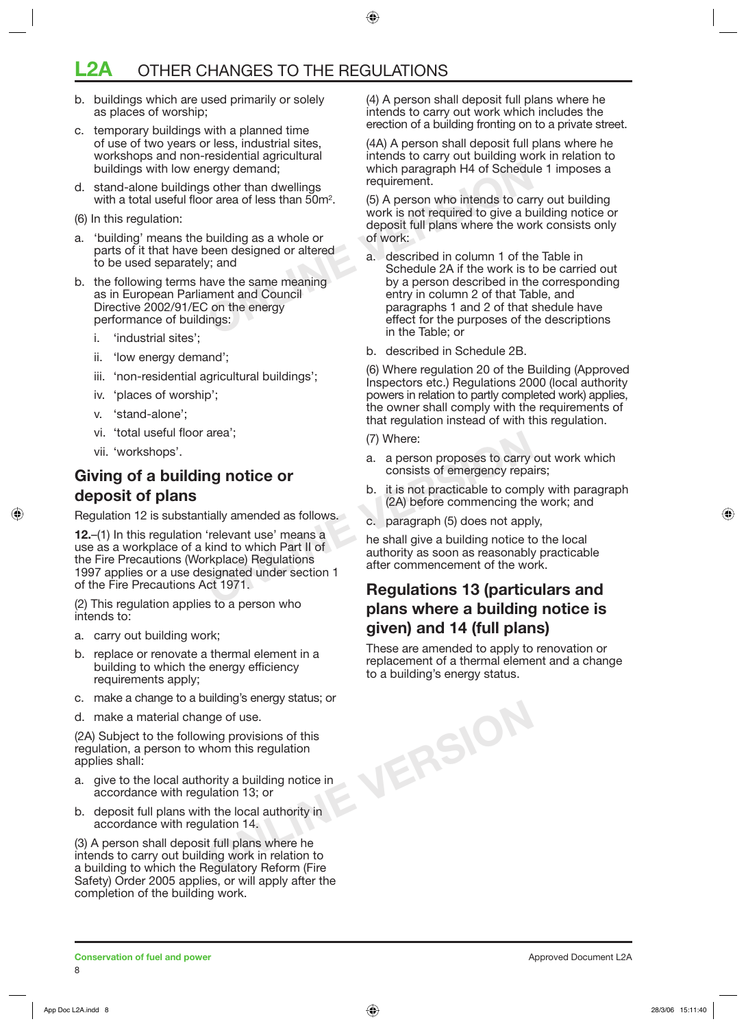b. buildings which are used primarily or solely as places of worship;

c. temporary buildings with a planned time of use of two years or less, industrial sites, workshops and non-residential agricultural buildings with low energy demand;

d. stand-alone buildings other than dwellings with a total useful floor area of less than $50m^2$.

(6) In this regulation:

a. 'building' means the building as a whole or parts of it that have been designed or altered to be used separately; and

b. the following terms have the same meaning as in European Parliament and Council Directive 2002/91/EC on the energy performance of buildings:

   i. 'industrial sites';

   ii. 'low energy demand';

   iii. 'non-residential agricultural buildings';

   iv. 'places of worship';

   v. 'stand-alone';

   vi. 'total useful floor area';

   vii. 'workshops'.

## Giving of a building notice or deposit of plans

Regulation 12 is substantially amended as follows.

**12.**–(1) In this regulation 'relevant use' means a use as a workplace of a kind to which Part II of the Fire Precautions (Workplace) Regulations 1997 applies or a use designated under section 1 of the Fire Precautions Act 1971.

(2) This regulation applies to a person who intends to:

a. carry out building work;

b. replace or renovate a thermal element in a building to which the energy efficiency requirements apply;

c. make a change to a building's energy status; or

d. make a material change of use.

(2A) Subject to the following provisions of this regulation, a person to whom this regulation applies shall:

a. give to the local authority a building notice in accordance with regulation 13; or

b. deposit full plans with the local authority in accordance with regulation 14.

(3) A person shall deposit full plans where he intends to carry out building work in relation to a building to which the Regulatory Reform (Fire Safety) Order 2005 applies, or will apply after the completion of the building work.

(4) A person shall deposit full plans where he intends to carry out work which includes the erection of a building fronting on to a private street.

(4A) A person shall deposit full plans where he intends to carry out building work in relation to which paragraph H4 of Schedule 1 imposes a requirement.

(5) A person who intends to carry out building work is not required to give a building notice or deposit full plans where the work consists only of work:

a. described in column 1 of the Table in Schedule 2A if the work is to be carried out by a person described in the corresponding entry in column 2 of that Table, and paragraphs 1 and 2 of that shedule have effect for the purposes of the descriptions in the Table; or

b. described in Schedule 2B.

(6) Where regulation 20 of the Building (Approved Inspectors etc.) Regulations 2000 (local authority powers in relation to partly completed work) applies, the owner shall comply with the requirements of that regulation instead of with this regulation.

(7) Where:

a. a person proposes to carry out work which consists of emergency repairs;

b. it is not practicable to comply with paragraph (2A) before commencing the work; and

c. paragraph (5) does not apply,

he shall give a building notice to the local authority as soon as reasonably practicable after commencement of the work.

## Regulations 13 (particulars and plans where a building notice is given) and 14 (full plans)

These are amended to apply to renovation or replacement of a thermal element and a change to a building's energy status.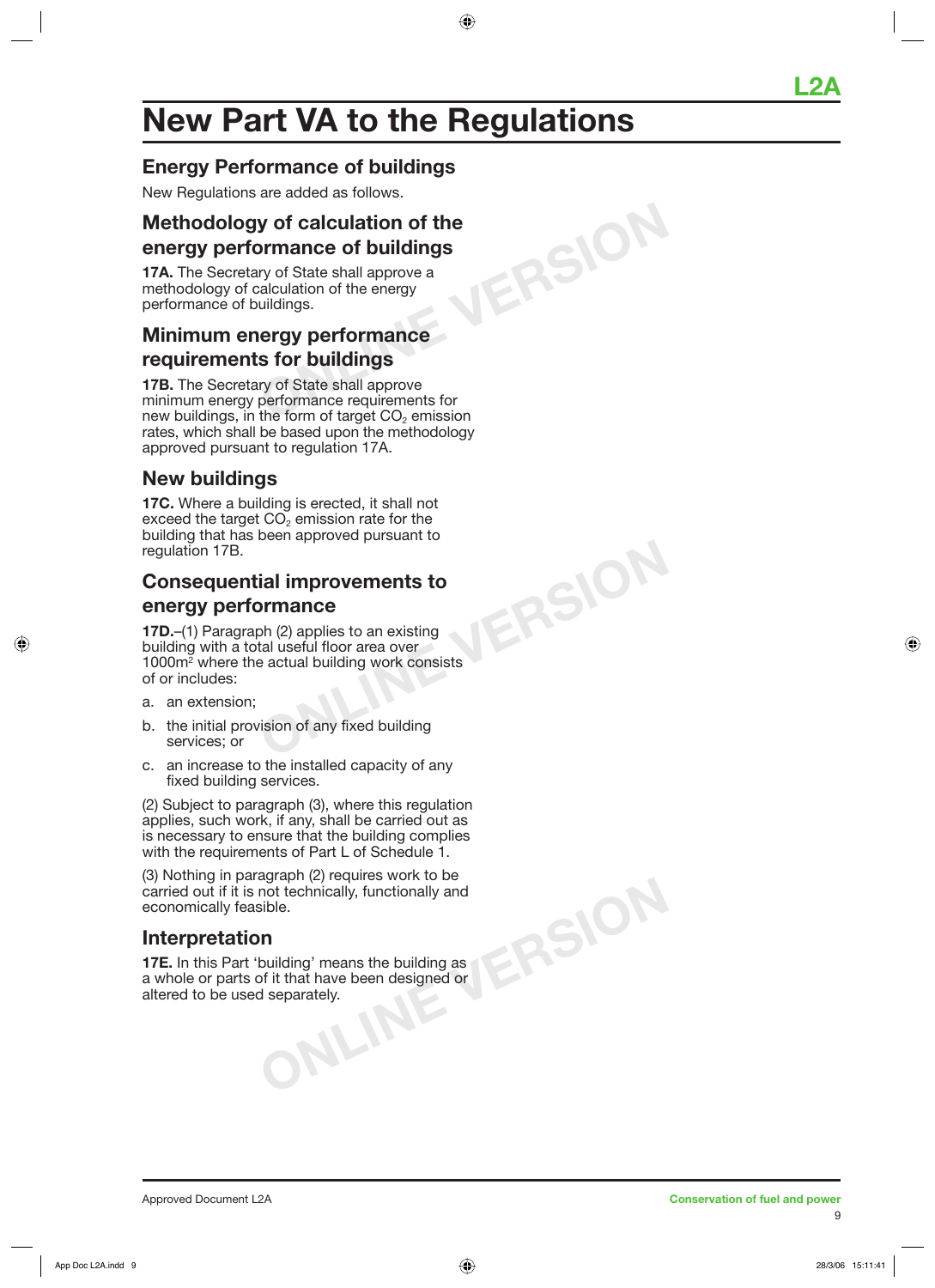# New Part VA to the Regulations

## Energy Performance of buildings

New Regulations are added as follows.

## Methodology of calculation of the energy performance of buildings

**17A.** The Secretary of State shall approve a methodology of calculation of the energy performance of buildings.

## Minimum energy performance requirements for buildings

**17B.** The Secretary of State shall approve minimum energy performance requirements for new buildings, in the form of target $CO_2$ emission rates, which shall be based upon the methodology approved pursuant to regulation 17A.

## New buildings

**17C.** Where a building is erected, it shall not exceed the target $CO_2$ emission rate for the building that has been approved pursuant to regulation 17B.

## Consequential improvements to energy performance

**17D.**–(1) Paragraph (2) applies to an existing building with a total useful floor area over 1000m$^2$ where the actual building work consists of or includes:

a. an extension;

b. the initial provision of any fixed building services; or

c. an increase to the installed capacity of any fixed building services.

(2) Subject to paragraph (3), where this regulation applies, such work, if any, shall be carried out as is necessary to ensure that the building complies with the requirements of Part L of Schedule 1.

(3) Nothing in paragraph (2) requires work to be carried out if it is not technically, functionally and economically feasible.

## Interpretation

**17E.** In this Part 'building' means the building as a whole or parts of it that have been designed or altered to be used separately.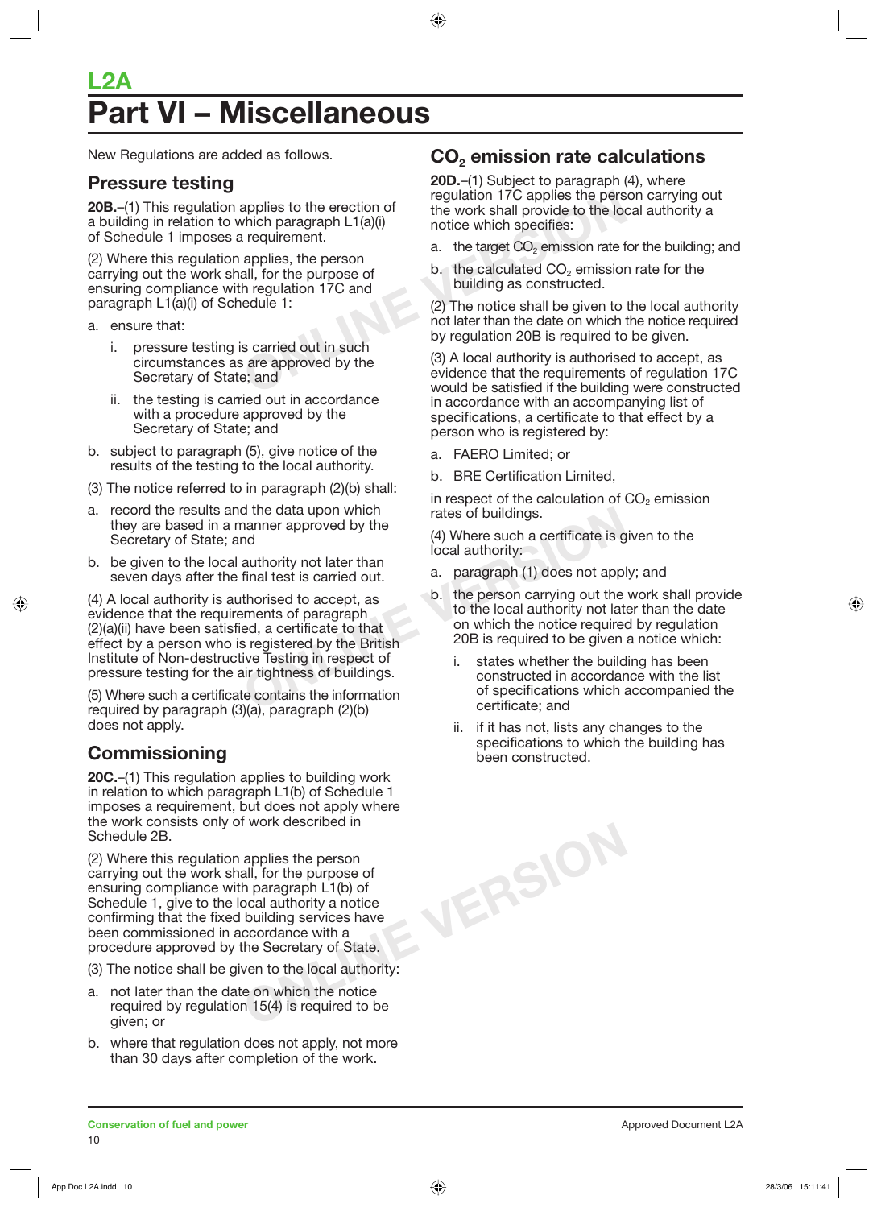# L2A

# Part VI – Miscellaneous

New Regulations are added as follows.

## Pressure testing

**20B.**–(1) This regulation applies to the erection of a building in relation to which paragraph L1(a)(i) of Schedule 1 imposes a requirement.

(2) Where this regulation applies, the person carrying out the work shall, for the purpose of ensuring compliance with regulation 17C and paragraph L1(a)(i) of Schedule 1:

a. ensure that:

   i. pressure testing is carried out in such circumstances as are approved by the Secretary of State; and

   ii. the testing is carried out in accordance with a procedure approved by the Secretary of State; and

b. subject to paragraph (5), give notice of the results of the testing to the local authority.

(3) The notice referred to in paragraph (2)(b) shall:

a. record the results and the data upon which they are based in a manner approved by the Secretary of State; and

b. be given to the local authority not later than seven days after the final test is carried out.

(4) A local authority is authorised to accept, as evidence that the requirements of paragraph (2)(a)(ii) have been satisfied, a certificate to that effect by a person who is registered by the British Institute of Non-destructive Testing in respect of pressure testing for the air tightness of buildings.

(5) Where such a certificate contains the information required by paragraph (3)(a), paragraph (2)(b) does not apply.

## Commissioning

**20C.**–(1) This regulation applies to building work in relation to which paragraph L1(b) of Schedule 1 imposes a requirement, but does not apply where the work consists only of work described in Schedule 2B.

(2) Where this regulation applies the person carrying out the work shall, for the purpose of ensuring compliance with paragraph L1(b) of Schedule 1, give to the local authority a notice confirming that the fixed building services have been commissioned in accordance with a procedure approved by the Secretary of State.

(3) The notice shall be given to the local authority:

a. not later than the date on which the notice required by regulation 15(4) is required to be given; or

b. where that regulation does not apply, not more than 30 days after completion of the work.

## $CO_2$ emission rate calculations

**20D.**–(1) Subject to paragraph (4), where regulation 17C applies the person carrying out the work shall provide to the local authority a notice which specifies:

a. the target $CO_2$ emission rate for the building; and

b. the calculated $CO_2$ emission rate for the building as constructed.

(2) The notice shall be given to the local authority not later than the date on which the notice required by regulation 20B is required to be given.

(3) A local authority is authorised to accept, as evidence that the requirements of regulation 17C would be satisfied if the building were constructed in accordance with an accompanying list of specifications, a certificate to that effect by a person who is registered by:

a. FAERO Limited; or

b. BRE Certification Limited,

in respect of the calculation of $CO_2$ emission rates of buildings.

(4) Where such a certificate is given to the local authority:

a. paragraph (1) does not apply; and

b. the person carrying out the work shall provide to the local authority not later than the date on which the notice required by regulation 20B is required to be given a notice which:

   i. states whether the building has been constructed in accordance with the list of specifications which accompanied the certificate; and

   ii. if it has not, lists any changes to the specifications to which the building has been constructed.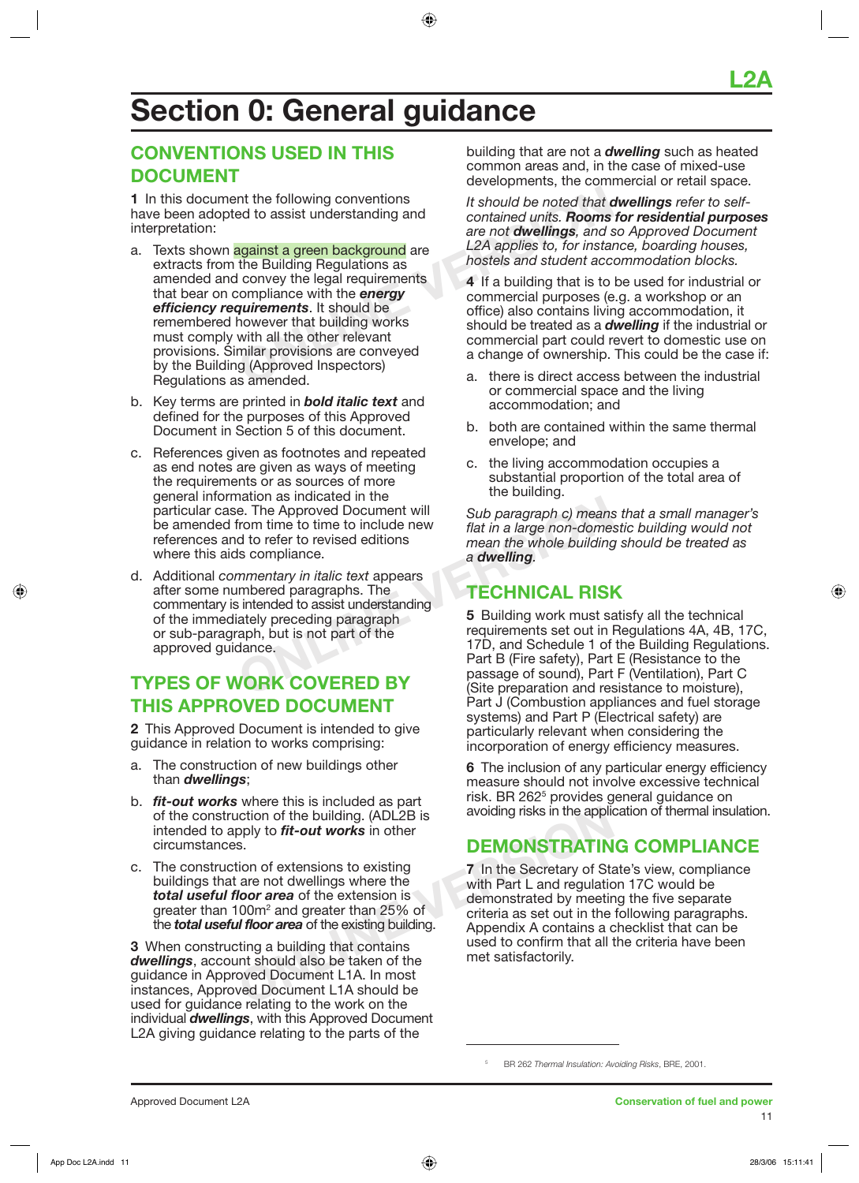# Section 0: General guidance

## CONVENTIONS USED IN THIS DOCUMENT

**1** In this document the following conventions have been adopted to assist understanding and interpretation:

a. Texts shown against a green background are extracts from the Building Regulations as amended and convey the legal requirements that bear on compliance with the ***energy efficiency requirements***. It should be remembered however that building works must comply with all the other relevant provisions. Similar provisions are conveyed by the Building (Approved Inspectors) Regulations as amended.

b. Key terms are printed in ***bold italic text*** and defined for the purposes of this Approved Document in Section 5 of this document.

c. References given as footnotes and repeated as end notes are given as ways of meeting the requirements or as sources of more general information as indicated in the particular case. The Approved Document will be amended from time to time to include new references and to refer to revised editions where this aids compliance.

d. Additional *commentary in italic text* appears after some numbered paragraphs. The commentary is intended to assist understanding of the immediately preceding paragraph or sub-paragraph, but is not part of the approved guidance.

## TYPES OF WORK COVERED BY THIS APPROVED DOCUMENT

**2** This Approved Document is intended to give guidance in relation to works comprising:

a. The construction of new buildings other than ***dwellings***;

b. ***fit-out works*** where this is included as part of the construction of the building. (ADL2B is intended to apply to ***fit-out works*** in other circumstances.

c. The construction of extensions to existing buildings that are not dwellings where the ***total useful floor area*** of the extension is greater than 100m$^2$ and greater than 25% of the ***total useful floor area*** of the existing building.

**3** When constructing a building that contains ***dwellings***, account should also be taken of the guidance in Approved Document L1A. In most instances, Approved Document L1A should be used for guidance relating to the work on the individual ***dwellings***, with this Approved Document L2A giving guidance relating to the parts of the building that are not a ***dwelling*** such as heated common areas and, in the case of mixed-use developments, the commercial or retail space.

*It should be noted that **dwellings** refer to self-contained units. **Rooms for residential purposes** are not **dwellings**, and so Approved Document L2A applies to, for instance, boarding houses, hostels and student accommodation blocks.*

**4** If a building that is to be used for industrial or commercial purposes (e.g. a workshop or an office) also contains living accommodation, it should be treated as a ***dwelling*** if the industrial or commercial part could revert to domestic use on a change of ownership. This could be the case if:

a. there is direct access between the industrial or commercial space and the living accommodation; and

b. both are contained within the same thermal envelope; and

c. the living accommodation occupies a substantial proportion of the total area of the building.

*Sub paragraph c) means that a small manager's flat in a large non-domestic building would not mean the whole building should be treated as a **dwelling**.*

## TECHNICAL RISK

**5** Building work must satisfy all the technical requirements set out in Regulations 4A, 4B, 17C, 17D, and Schedule 1 of the Building Regulations. Part B (Fire safety), Part E (Resistance to the passage of sound), Part F (Ventilation), Part C (Site preparation and resistance to moisture), Part J (Combustion appliances and fuel storage systems) and Part P (Electrical safety) are particularly relevant when considering the incorporation of energy efficiency measures.

**6** The inclusion of any particular energy efficiency measure should not involve excessive technical risk. BR 262[5] provides general guidance on avoiding risks in the application of thermal insulation.

## DEMONSTRATING COMPLIANCE

**7** In the Secretary of State's view, compliance with Part L and regulation 17C would be demonstrated by meeting the five separate criteria as set out in the following paragraphs. Appendix A contains a checklist that can be used to confirm that all the criteria have been met satisfactorily.

---

[5] BR 262 *Thermal Insulation: Avoiding Risks*, BRE, 2001.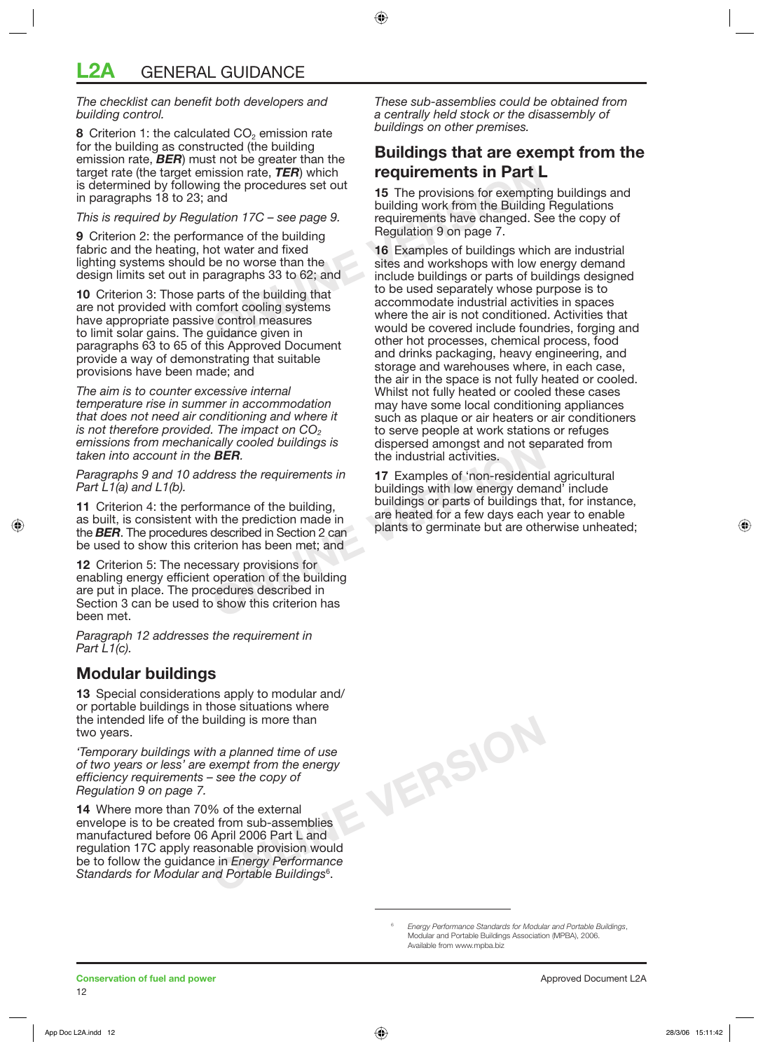*The checklist can benefit both developers and building control.*

**8** Criterion 1: the calculated $CO_2$ emission rate for the building as constructed (the building emission rate, ***BER***) must not be greater than the target rate (the target emission rate, ***TER***) which is determined by following the procedures set out in paragraphs 18 to 23; and

*This is required by Regulation 17C – see page 9.*

**9** Criterion 2: the performance of the building fabric and the heating, hot water and fixed lighting systems should be no worse than the design limits set out in paragraphs 33 to 62; and

**10** Criterion 3: Those parts of the building that are not provided with comfort cooling systems have appropriate passive control measures to limit solar gains. The guidance given in paragraphs 63 to 65 of this Approved Document provide a way of demonstrating that suitable provisions have been made; and

*The aim is to counter excessive internal temperature rise in summer in accommodation that does not need air conditioning and where it is not therefore provided. The impact on $CO_2$ emissions from mechanically cooled buildings is taken into account in the **BER**.*

*Paragraphs 9 and 10 address the requirements in Part L1(a) and L1(b).*

**11** Criterion 4: the performance of the building, as built, is consistent with the prediction made in the ***BER***. The procedures described in Section 2 can be used to show this criterion has been met; and

**12** Criterion 5: The necessary provisions for enabling energy efficient operation of the building are put in place. The procedures described in Section 3 can be used to show this criterion has been met.

*Paragraph 12 addresses the requirement in Part L1(c).*

## Modular buildings

**13** Special considerations apply to modular and/or portable buildings in those situations where the intended life of the building is more than two years.

*'Temporary buildings with a planned time of use of two years or less' are exempt from the energy efficiency requirements – see the copy of Regulation 9 on page 7.*

**14** Where more than 70% of the external envelope is to be created from sub-assemblies manufactured before 06 April 2006 Part L and regulation 17C apply reasonable provision would be to follow the guidance in *Energy Performance Standards for Modular and Portable Buildings*[6].

*These sub-assemblies could be obtained from a centrally held stock or the disassembly of buildings on other premises.*

## Buildings that are exempt from the requirements in Part L

**15** The provisions for exempting buildings and building work from the Building Regulations requirements have changed. See the copy of Regulation 9 on page 7.

**16** Examples of buildings which are industrial sites and workshops with low energy demand include buildings or parts of buildings designed to be used separately whose purpose is to accommodate industrial activities in spaces where the air is not conditioned. Activities that would be covered include foundries, forging and other hot processes, chemical process, food and drinks packaging, heavy engineering, and storage and warehouses where, in each case, the air in the space is not fully heated or cooled. Whilst not fully heated or cooled these cases may have some local conditioning appliances such as plaque or air heaters or air conditioners to serve people at work stations or refuges dispersed amongst and not separated from the industrial activities.

**17** Examples of 'non-residential agricultural buildings with low energy demand' include buildings or parts of buildings that, for instance, are heated for a few days each year to enable plants to germinate but are otherwise unheated;

[6] *Energy Performance Standards for Modular and Portable Buildings*, Modular and Portable Buildings Association (MPBA), 2006. Available from www.mpba.biz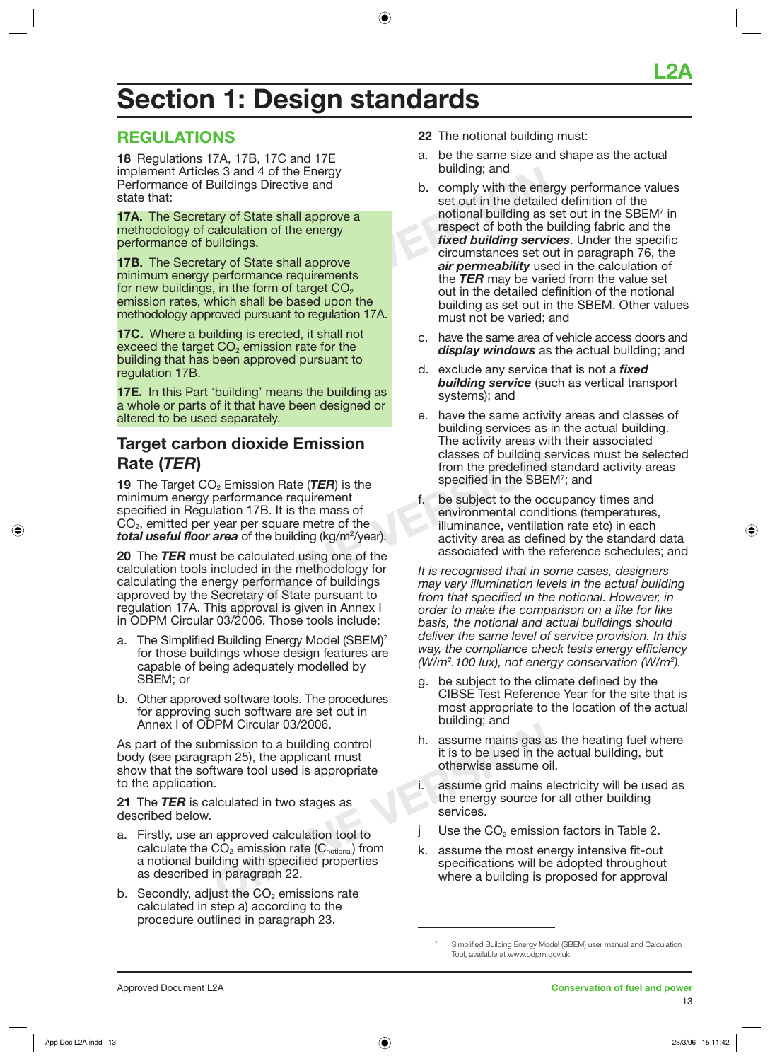# Section 1: Design standards

## REGULATIONS

**18** Regulations 17A, 17B, 17C and 17E implement Articles 3 and 4 of the Energy Performance of Buildings Directive and state that:

**17A.** The Secretary of State shall approve a methodology of calculation of the energy performance of buildings.

**17B.** The Secretary of State shall approve minimum energy performance requirements for new buildings, in the form of target $CO_2$ emission rates, which shall be based upon the methodology approved pursuant to regulation 17A.

**17C.** Where a building is erected, it shall not exceed the target $CO_2$ emission rate for the building that has been approved pursuant to regulation 17B.

**17E.** In this Part 'building' means the building as a whole or parts of it that have been designed or altered to be used separately.

## Target carbon dioxide Emission Rate (*TER*)

**19** The Target $CO_2$ Emission Rate (***TER***) is the minimum energy performance requirement specified in Regulation 17B. It is the mass of $CO_2$, emitted per year per square metre of the ***total useful floor area*** of the building (kg/m²/year).

**20** The ***TER*** must be calculated using one of the calculation tools included in the methodology for calculating the energy performance of buildings approved by the Secretary of State pursuant to regulation 17A. This approval is given in Annex I in ODPM Circular 03/2006. Those tools include:

a. The Simplified Building Energy Model (SBEM)[7] for those buildings whose design features are capable of being adequately modelled by SBEM; or

b. Other approved software tools. The procedures for approving such software are set out in Annex I of ODPM Circular 03/2006.

As part of the submission to a building control body (see paragraph 25), the applicant must show that the software tool used is appropriate to the application.

**21** The ***TER*** is calculated in two stages as described below.

a. Firstly, use an approved calculation tool to calculate the $CO_2$ emission rate ($C_{notional}$) from a notional building with specified properties as described in paragraph 22.

b. Secondly, adjust the $CO_2$ emissions rate calculated in step a) according to the procedure outlined in paragraph 23.

**22** The notional building must:

a. be the same size and shape as the actual building; and

b. comply with the energy performance values set out in the detailed definition of the notional building as set out in the SBEM[7] in respect of both the building fabric and the ***fixed building services***. Under the specific circumstances set out in paragraph 76, the ***air permeability*** used in the calculation of the ***TER*** may be varied from the value set out in the detailed definition of the notional building as set out in the SBEM. Other values must not be varied; and

c. have the same area of vehicle access doors and ***display windows*** as the actual building; and

d. exclude any service that is not a ***fixed building service*** (such as vertical transport systems); and

e. have the same activity areas and classes of building services as in the actual building. The activity areas with their associated classes of building services must be selected from the predefined standard activity areas specified in the SBEM[7]; and

f. be subject to the occupancy times and environmental conditions (temperatures, illuminance, ventilation rate etc) in each activity area as defined by the standard data associated with the reference schedules; and

*It is recognised that in some cases, designers may vary illumination levels in the actual building from that specified in the notional. However, in order to make the comparison on a like for like basis, the notional and actual buildings should deliver the same level of service provision. In this way, the compliance check tests energy efficiency (W/m².100 lux), not energy conservation (W/m²).*

g. be subject to the climate defined by the CIBSE Test Reference Year for the site that is most appropriate to the location of the actual building; and

h. assume mains gas as the heating fuel where it is to be used in the actual building, but otherwise assume oil.

i. assume grid mains electricity will be used as the energy source for all other building services.

j Use the $CO_2$ emission factors in Table 2.

k. assume the most energy intensive fit-out specifications will be adopted throughout where a building is proposed for approval

---

[7] Simplified Building Energy Model (SBEM) user manual and Calculation Tool, available at www.odpm.gov.uk.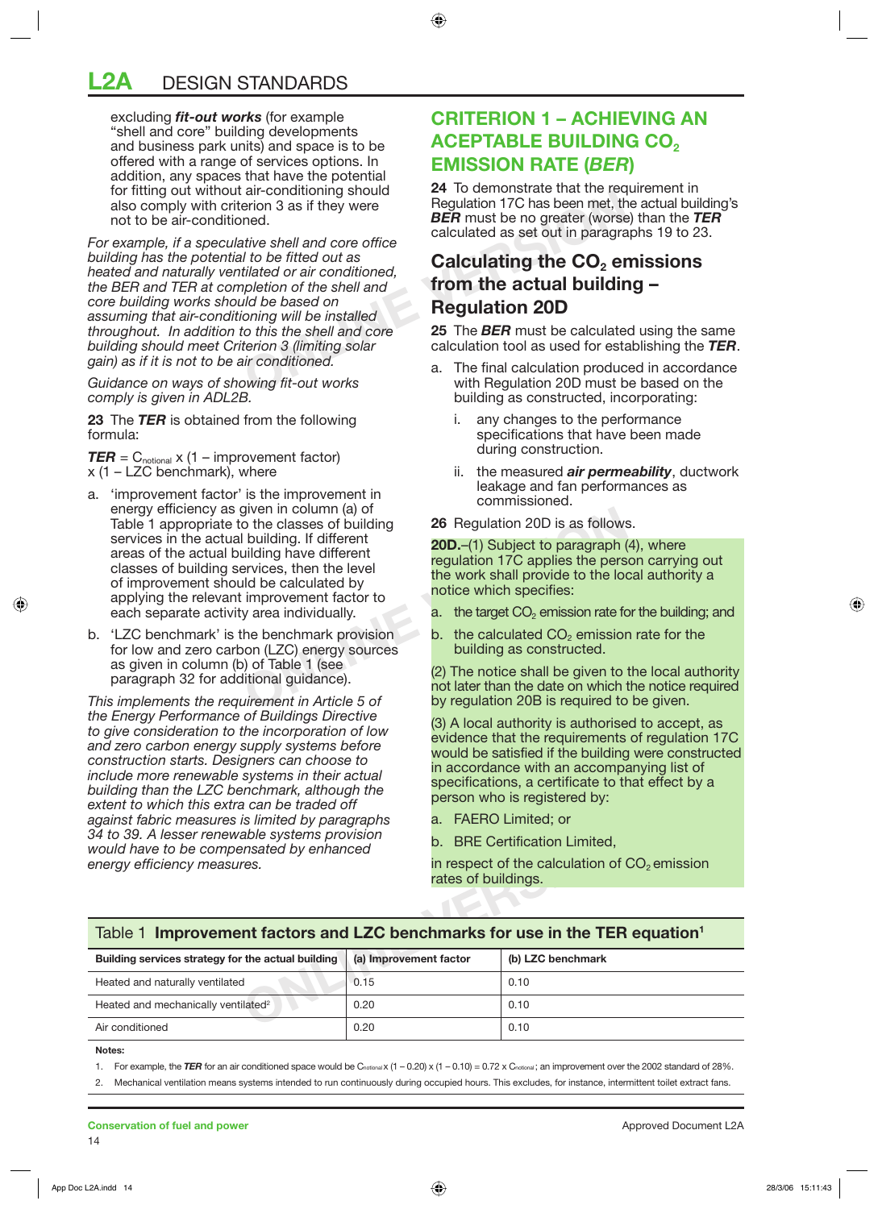excluding ***fit-out works*** (for example "shell and core" building developments and business park units) and space is to be offered with a range of services options. In addition, any spaces that have the potential for fitting out without air-conditioning should also comply with criterion 3 as if they were not to be air-conditioned.

*For example, if a speculative shell and core office building has the potential to be fitted out as heated and naturally ventilated or air conditioned, the BER and TER at completion of the shell and core building works should be based on assuming that air-conditioning will be installed throughout. In addition to this the shell and core building should meet Criterion 3 (limiting solar gain) as if it is not to be air conditioned.*

*Guidance on ways of showing fit-out works comply is given in ADL2B.*

**23** The ***TER*** is obtained from the following formula:

***TER*** = $C_{notional}$ x (1 – improvement factor) x (1 – LZC benchmark), where

a. 'improvement factor' is the improvement in energy efficiency as given in column (a) of Table 1 appropriate to the classes of building services in the actual building. If different areas of the actual building have different classes of building services, then the level of improvement should be calculated by applying the relevant improvement factor to each separate activity area individually.

b. 'LZC benchmark' is the benchmark provision for low and zero carbon (LZC) energy sources as given in column (b) of Table 1 (see paragraph 32 for additional guidance).

*This implements the requirement in Article 5 of the Energy Performance of Buildings Directive to give consideration to the incorporation of low and zero carbon energy supply systems before construction starts. Designers can choose to include more renewable systems in their actual building than the LZC benchmark, although the extent to which this extra can be traded off against fabric measures is limited by paragraphs 34 to 39. A lesser renewable systems provision would have to be compensated by enhanced energy efficiency measures.*

## CRITERION 1 – ACHIEVING AN ACEPTABLE BUILDING $CO_2$ EMISSION RATE (*BER*)

**24** To demonstrate that the requirement in Regulation 17C has been met, the actual building's ***BER*** must be no greater (worse) than the ***TER*** calculated as set out in paragraphs 19 to 23.

### Calculating the $CO_2$ emissions from the actual building – Regulation 20D

**25** The ***BER*** must be calculated using the same calculation tool as used for establishing the ***TER***.

a. The final calculation produced in accordance with Regulation 20D must be based on the building as constructed, incorporating:

   i. any changes to the performance specifications that have been made during construction.

   ii. the measured ***air permeability***, ductwork leakage and fan performances as commissioned.

**26** Regulation 20D is as follows.

**20D.**–(1) Subject to paragraph (4), where regulation 17C applies the person carrying out the work shall provide to the local authority a notice which specifies:

a. the target $CO_2$ emission rate for the building; and

b. the calculated $CO_2$ emission rate for the building as constructed.

(2) The notice shall be given to the local authority not later than the date on which the notice required by regulation 20B is required to be given.

(3) A local authority is authorised to accept, as evidence that the requirements of regulation 17C would be satisfied if the building were constructed in accordance with an accompanying list of specifications, a certificate to that effect by a person who is registered by:

a. FAERO Limited; or

b. BRE Certification Limited,

in respect of the calculation of $CO_2$ emission rates of buildings.

**Table 1 Improvement factors and LZC benchmarks for use in the TER equation[1]**

| Building services strategy for the actual building | (a) Improvement factor | (b) LZC benchmark |
|---|---|---|
| Heated and naturally ventilated | 0.15 | 0.10 |
| Heated and mechanically ventilated[2] | 0.20 | 0.10 |
| Air conditioned | 0.20 | 0.10 |

**Notes:**

1. For example, the ***TER*** for an air conditioned space would be $C_{notional}$ x (1 – 0.20) x (1 – 0.10) = 0.72 x $C_{notional}$; an improvement over the 2002 standard of 28%.
2. Mechanical ventilation means systems intended to run continuously during occupied hours. This excludes, for instance, intermittent toilet extract fans.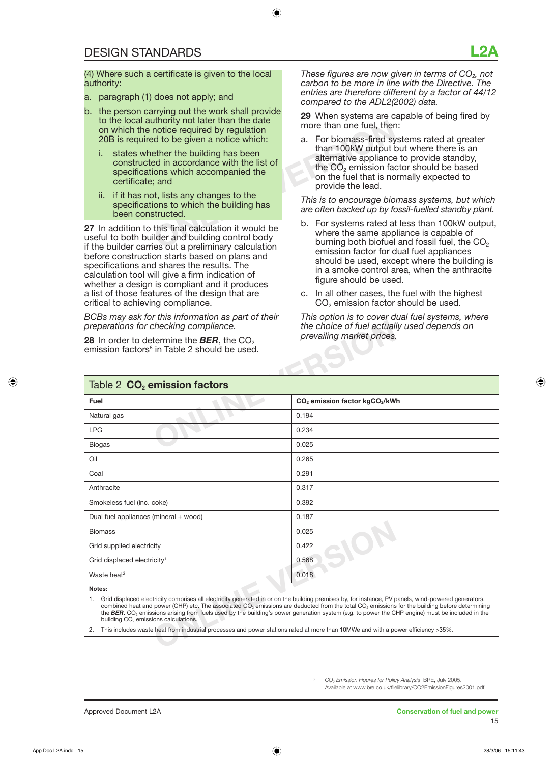(4) Where such a certificate is given to the local authority:

a. paragraph (1) does not apply; and

b. the person carrying out the work shall provide to the local authority not later than the date on which the notice required by regulation 20B is required to be given a notice which:

   i. states whether the building has been constructed in accordance with the list of specifications which accompanied the certificate; and

   ii. if it has not, lists any changes to the specifications to which the building has been constructed.

**27** In addition to this final calculation it would be useful to both builder and building control body if the builder carries out a preliminary calculation before construction starts based on plans and specifications and shares the results. The calculation tool will give a firm indication of whether a design is compliant and it produces a list of those features of the design that are critical to achieving compliance.

*BCBs may ask for this information as part of their preparations for checking compliance.*

**28** In order to determine the ***BER***, the $CO_2$ emission factors[8] in Table 2 should be used.

*These figures are now given in terms of $CO_2$, not carbon to be more in line with the Directive. The entries are therefore different by a factor of 44/12 compared to the ADL2(2002) data.*

**29** When systems are capable of being fired by more than one fuel, then:

a. For biomass-fired systems rated at greater than 100kW output but where there is an alternative appliance to provide standby, the $CO_2$ emission factor should be based on the fuel that is normally expected to provide the lead.

*This is to encourage biomass systems, but which are often backed up by fossil-fuelled standby plant.*

b. For systems rated at less than 100kW output, where the same appliance is capable of burning both biofuel and fossil fuel, the $CO_2$ emission factor for dual fuel appliances should be used, except where the building is in a smoke control area, when the anthracite figure should be used.

c. In all other cases, the fuel with the highest $CO_2$ emission factor should be used.

*This option is to cover dual fuel systems, where the choice of fuel actually used depends on prevailing market prices.*

**Table 2 $CO_2$ emission factors**

| Fuel | $CO_2$ emission factor kg$CO_2$/kWh |
|---|---|
| Natural gas | 0.194 |
| LPG | 0.234 |
| Biogas | 0.025 |
| Oil | 0.265 |
| Coal | 0.291 |
| Anthracite | 0.317 |
| Smokeless fuel (inc. coke) | 0.392 |
| Dual fuel appliances (mineral + wood) | 0.187 |
| Biomass | 0.025 |
| Grid supplied electricity | 0.422 |
| Grid displaced electricity[1] | 0.568 |
| Waste heat[2] | 0.018 |

**Notes:**

1. Grid displaced electricity comprises all electricity generated in or on the building premises by, for instance, PV panels, wind-powered generators, combined heat and power (CHP) etc. The associated $CO_2$ emissions are deducted from the total $CO_2$ emissions for the building before determining the ***BER***. $CO_2$ emissions arising from fuels used by the building's power generation system (e.g. to power the CHP engine) must be included in the building $CO_2$ emissions calculations.
2. This includes waste heat from industrial processes and power stations rated at more than 10MWe and with a power efficiency >35%.

[8] *$CO_2$ Emission Figures for Policy Analysis*, BRE, July 2005. Available at www.bre.co.uk/filelibrary/CO2EmissionFigures2001.pdf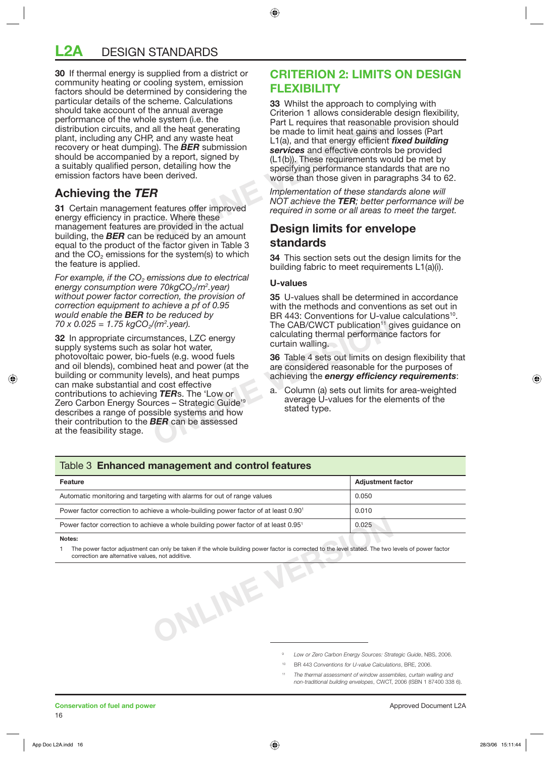**30** If thermal energy is supplied from a district or community heating or cooling system, emission factors should be determined by considering the particular details of the scheme. Calculations should take account of the annual average performance of the whole system (i.e. the distribution circuits, and all the heat generating plant, including any CHP, and any waste heat recovery or heat dumping). The ***BER*** submission should be accompanied by a report, signed by a suitably qualified person, detailing how the emission factors have been derived.

## Achieving the *TER*

**31** Certain management features offer improved energy efficiency in practice. Where these management features are provided in the actual building, the ***BER*** can be reduced by an amount equal to the product of the factor given in Table 3 and the $CO_2$ emissions for the system(s) to which the feature is applied.

*For example, if the $CO_2$ emissions due to electrical energy consumption were 70kg$CO_2$/m$^2$.year) without power factor correction, the provision of correction equipment to achieve a pf of 0.95 would enable the **BER** to be reduced by 70 x 0.025 = 1.75 kg$CO_2$/(m$^2$.year).*

**32** In appropriate circumstances, LZC energy supply systems such as solar hot water, photovoltaic power, bio-fuels (e.g. wood fuels and oil blends), combined heat and power (at the building or community levels), and heat pumps can make substantial and cost effective contributions to achieving ***TER***s. The 'Low or Zero Carbon Energy Sources – Strategic Guide'[9] describes a range of possible systems and how their contribution to the ***BER*** can be assessed at the feasibility stage.

## CRITERION 2: LIMITS ON DESIGN FLEXIBILITY

**33** Whilst the approach to complying with Criterion 1 allows considerable design flexibility, Part L requires that reasonable provision should be made to limit heat gains and losses (Part L1(a), and that energy efficient ***fixed building services*** and effective controls be provided (L1(b)). These requirements would be met by specifying performance standards that are no worse than those given in paragraphs 34 to 62.

*Implementation of these standards alone will NOT achieve the **TER**; better performance will be required in some or all areas to meet the target.*

### Design limits for envelope standards

**34** This section sets out the design limits for the building fabric to meet requirements L1(a)(i).

#### U-values

**35** U-values shall be determined in accordance with the methods and conventions as set out in BR 443: Conventions for U-value calculations[10]. The CAB/CWCT publication[11] gives guidance on calculating thermal performance factors for curtain walling.

**36** Table 4 sets out limits on design flexibility that are considered reasonable for the purposes of achieving the ***energy efficiency requirements***:

a. Column (a) sets out limits for area-weighted average U-values for the elements of the stated type.

**Table 3 Enhanced management and control features**

| Feature | Adjustment factor |
|---|---|
| Automatic monitoring and targeting with alarms for out of range values | 0.050 |
| Power factor correction to achieve a whole-building power factor of at least 0.90[1] | 0.010 |
| Power factor correction to achieve a whole building power factor of at least 0.95[1] | 0.025 |

**Notes:**

1 The power factor adjustment can only be taken if the whole building power factor is corrected to the level stated. The two levels of power factor correction are alternative values, not additive.

---

9 *Low or Zero Carbon Energy Sources: Strategic Guide*, NBS, 2006.

10 BR 443 *Conventions for U-value Calculations*, BRE, 2006.

11 *The thermal assessment of window assemblies, curtain walling and non-traditional building envelopes*, CWCT, 2006 (ISBN 1 87400 338 6).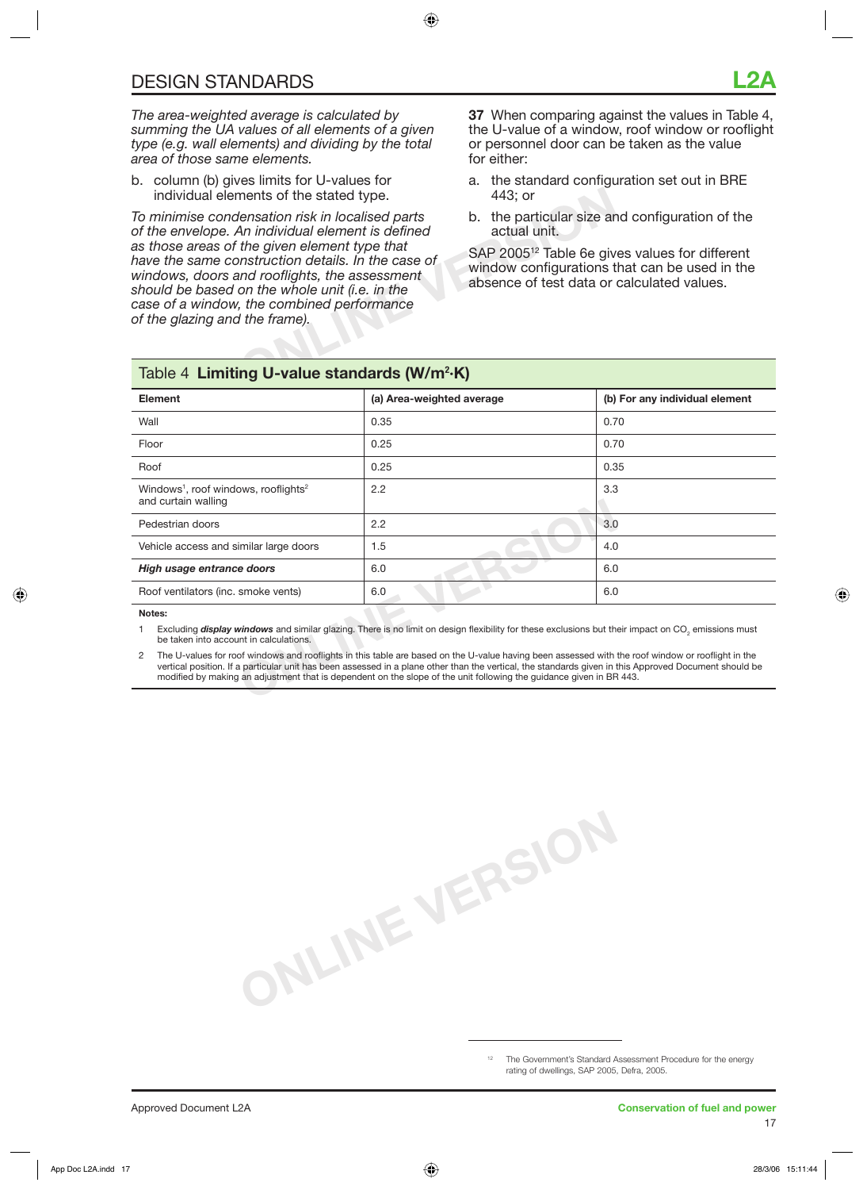*The area-weighted average is calculated by summing the UA values of all elements of a given type (e.g. wall elements) and dividing by the total area of those same elements.*

b. column (b) gives limits for U-values for individual elements of the stated type.

*To minimise condensation risk in localised parts of the envelope. An individual element is defined as those areas of the given element type that have the same construction details. In the case of windows, doors and rooflights, the assessment should be based on the whole unit (i.e. in the case of a window, the combined performance of the glazing and the frame).*

**37** When comparing against the values in Table 4, the U-value of a window, roof window or rooflight or personnel door can be taken as the value for either:

a. the standard configuration set out in BRE 443; or

b. the particular size and configuration of the actual unit.

SAP 2005[12] Table 6e gives values for different window configurations that can be used in the absence of test data or calculated values.

Table 4 **Limiting U-value standards (W/m²·K)**

| Element | (a) Area-weighted average | (b) For any individual element |
|---|---|---|
| Wall | 0.35 | 0.70 |
| Floor | 0.25 | 0.70 |
| Roof | 0.25 | 0.35 |
| Windows[1], roof windows, rooflights[2] and curtain walling | 2.2 | 3.3 |
| Pedestrian doors | 2.2 | 3.0 |
| Vehicle access and similar large doors | 1.5 | 4.0 |
| ***High usage entrance doors*** | 6.0 | 6.0 |
| Roof ventilators (inc. smoke vents) | 6.0 | 6.0 |

**Notes:**

1 Excluding ***display windows*** and similar glazing. There is no limit on design flexibility for these exclusions but their impact on $CO_2$ emissions must be taken into account in calculations.

2 The U-values for roof windows and rooflights in this table are based on the U-value having been assessed with the roof window or rooflight in the vertical position. If a particular unit has been assessed in a plane other than the vertical, the standards given in this Approved Document should be modified by making an adjustment that is dependent on the slope of the unit following the guidance given in BR 443.

[12] The Government's Standard Assessment Procedure for the energy rating of dwellings, SAP 2005, Defra, 2005.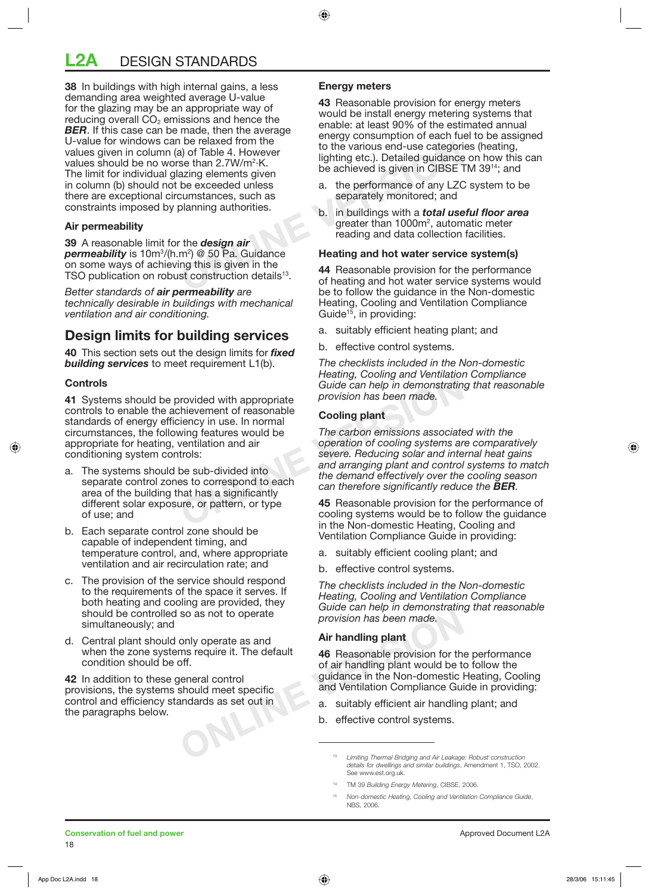**38** In buildings with high internal gains, a less demanding area weighted average U-value for the glazing may be an appropriate way of reducing overall $CO_2$ emissions and hence the ***BER***. If this case can be made, then the average U-value for windows can be relaxed from the values given in column (a) of Table 4. However values should be no worse than 2.7W/m²·K. The limit for individual glazing elements given in column (b) should not be exceeded unless there are exceptional circumstances, such as constraints imposed by planning authorities.

### Air permeability

**39** A reasonable limit for the ***design air permeability*** is 10m³/(h.m²) @ 50 Pa. Guidance on some ways of achieving this is given in the TSO publication on robust construction details[13].

*Better standards of **air permeability** are technically desirable in buildings with mechanical ventilation and air conditioning.*

## Design limits for building services

**40** This section sets out the design limits for ***fixed building services*** to meet requirement L1(b).

### Controls

**41** Systems should be provided with appropriate controls to enable the achievement of reasonable standards of energy efficiency in use. In normal circumstances, the following features would be appropriate for heating, ventilation and air conditioning system controls:

a. The systems should be sub-divided into separate control zones to correspond to each area of the building that has a significantly different solar exposure, or pattern, or type of use; and

b. Each separate control zone should be capable of independent timing, and temperature control, and, where appropriate ventilation and air recirculation rate; and

c. The provision of the service should respond to the requirements of the space it serves. If both heating and cooling are provided, they should be controlled so as not to operate simultaneously; and

d. Central plant should only operate as and when the zone systems require it. The default condition should be off.

**42** In addition to these general control provisions, the systems should meet specific control and efficiency standards as set out in the paragraphs below.

### Energy meters

**43** Reasonable provision for energy meters would be install energy metering systems that enable: at least 90% of the estimated annual energy consumption of each fuel to be assigned to the various end-use categories (heating, lighting etc.). Detailed guidance on how this can be achieved is given in CIBSE TM 39[14]; and

a. the performance of any LZC system to be separately monitored; and

b. in buildings with a ***total useful floor area*** greater than 1000m², automatic meter reading and data collection facilities.

### Heating and hot water service system(s)

**44** Reasonable provision for the performance of heating and hot water service systems would be to follow the guidance in the Non-domestic Heating, Cooling and Ventilation Compliance Guide[15], in providing:

a. suitably efficient heating plant; and

b. effective control systems.

*The checklists included in the Non-domestic Heating, Cooling and Ventilation Compliance Guide can help in demonstrating that reasonable provision has been made.*

### Cooling plant

*The carbon emissions associated with the operation of cooling systems are comparatively severe. Reducing solar and internal heat gains and arranging plant and control systems to match the demand effectively over the cooling season can therefore significantly reduce the **BER**.*

**45** Reasonable provision for the performance of cooling systems would be to follow the guidance in the Non-domestic Heating, Cooling and Ventilation Compliance Guide in providing:

a. suitably efficient cooling plant; and

b. effective control systems.

*The checklists included in the Non-domestic Heating, Cooling and Ventilation Compliance Guide can help in demonstrating that reasonable provision has been made.*

### Air handling plant

**46** Reasonable provision for the performance of air handling plant would be to follow the guidance in the Non-domestic Heating, Cooling and Ventilation Compliance Guide in providing:

a. suitably efficient air handling plant; and

b. effective control systems.

---

13 *Limiting Thermal Bridging and Air Leakage: Robust construction details for dwellings and similar buildings*, Amendment 1, TSO, 2002. See www.est.org.uk.

14 TM 39 *Building Energy Metering*, CIBSE, 2006.

15 *Non-domestic Heating, Cooling and Ventilation Compliance Guide*, NBS, 2006.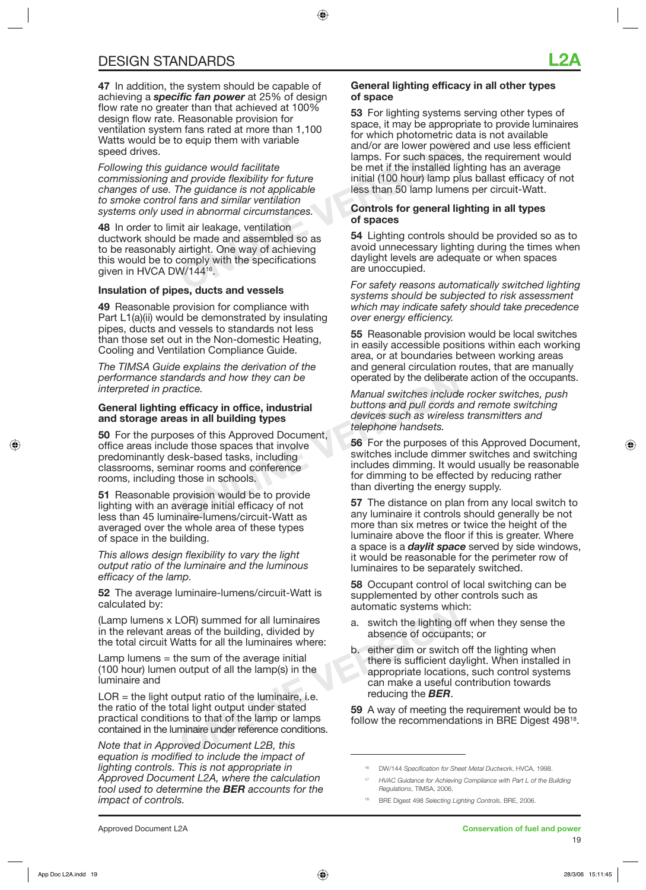**47** In addition, the system should be capable of achieving a ***specific fan power*** at 25% of design flow rate no greater than that achieved at 100% design flow rate. Reasonable provision for ventilation system fans rated at more than 1,100 Watts would be to equip them with variable speed drives.

*Following this guidance would facilitate commissioning and provide flexibility for future changes of use. The guidance is not applicable to smoke control fans and similar ventilation systems only used in abnormal circumstances.*

**48** In order to limit air leakage, ventilation ductwork should be made and assembled so as to be reasonably airtight. One way of achieving this would be to comply with the specifications given in HVCA DW/144[16].

### Insulation of pipes, ducts and vessels

**49** Reasonable provision for compliance with Part L1(a)(ii) would be demonstrated by insulating pipes, ducts and vessels to standards not less than those set out in the Non-domestic Heating, Cooling and Ventilation Compliance Guide.

*The TIMSA Guide explains the derivation of the performance standards and how they can be interpreted in practice.*

### General lighting efficacy in office, industrial and storage areas in all building types

**50** For the purposes of this Approved Document, office areas include those spaces that involve predominantly desk-based tasks, including classrooms, seminar rooms and conference rooms, including those in schools.

**51** Reasonable provision would be to provide lighting with an average initial efficacy of not less than 45 luminaire-lumens/circuit-Watt as averaged over the whole area of these types of space in the building.

*This allows design flexibility to vary the light output ratio of the luminaire and the luminous efficacy of the lamp.*

**52** The average luminaire-lumens/circuit-Watt is calculated by:

(Lamp lumens x LOR) summed for all luminaires in the relevant areas of the building, divided by the total circuit Watts for all the luminaires where:

Lamp lumens = the sum of the average initial (100 hour) lumen output of all the lamp(s) in the luminaire and

LOR = the light output ratio of the luminaire, i.e. the ratio of the total light output under stated practical conditions to that of the lamp or lamps contained in the luminaire under reference conditions.

*Note that in Approved Document L2B, this equation is modified to include the impact of lighting controls. This is not appropriate in Approved Document L2A, where the calculation tool used to determine the **BER** accounts for the impact of controls.*

### General lighting efficacy in all other types of space

**53** For lighting systems serving other types of space, it may be appropriate to provide luminaires for which photometric data is not available and/or are lower powered and use less efficient lamps. For such spaces, the requirement would be met if the installed lighting has an average initial (100 hour) lamp plus ballast efficacy of not less than 50 lamp lumens per circuit-Watt.

### Controls for general lighting in all types of spaces

**54** Lighting controls should be provided so as to avoid unnecessary lighting during the times when daylight levels are adequate or when spaces are unoccupied.

*For safety reasons automatically switched lighting systems should be subjected to risk assessment which may indicate safety should take precedence over energy efficiency.*

**55** Reasonable provision would be local switches in easily accessible positions within each working area, or at boundaries between working areas and general circulation routes, that are manually operated by the deliberate action of the occupants.

*Manual switches include rocker switches, push buttons and pull cords and remote switching devices such as wireless transmitters and telephone handsets.*

**56** For the purposes of this Approved Document, switches include dimmer switches and switching includes dimming. It would usually be reasonable for dimming to be effected by reducing rather than diverting the energy supply.

**57** The distance on plan from any local switch to any luminaire it controls should generally be not more than six metres or twice the height of the luminaire above the floor if this is greater. Where a space is a ***daylit space*** served by side windows, it would be reasonable for the perimeter row of luminaires to be separately switched.

**58** Occupant control of local switching can be supplemented by other controls such as automatic systems which:

a. switch the lighting off when they sense the absence of occupants; or

b. either dim or switch off the lighting when there is sufficient daylight. When installed in appropriate locations, such control systems can make a useful contribution towards reducing the ***BER***.

**59** A way of meeting the requirement would be to follow the recommendations in BRE Digest 498[18].

---

[16] DW/144 *Specification for Sheet Metal Ductwork*, HVCA, 1998.

[17] *HVAC Guidance for Achieving Compliance with Part L of the Building Regulations*, TIMSA, 2006.

[18] BRE Digest 498 *Selecting Lighting Controls*, BRE, 2006.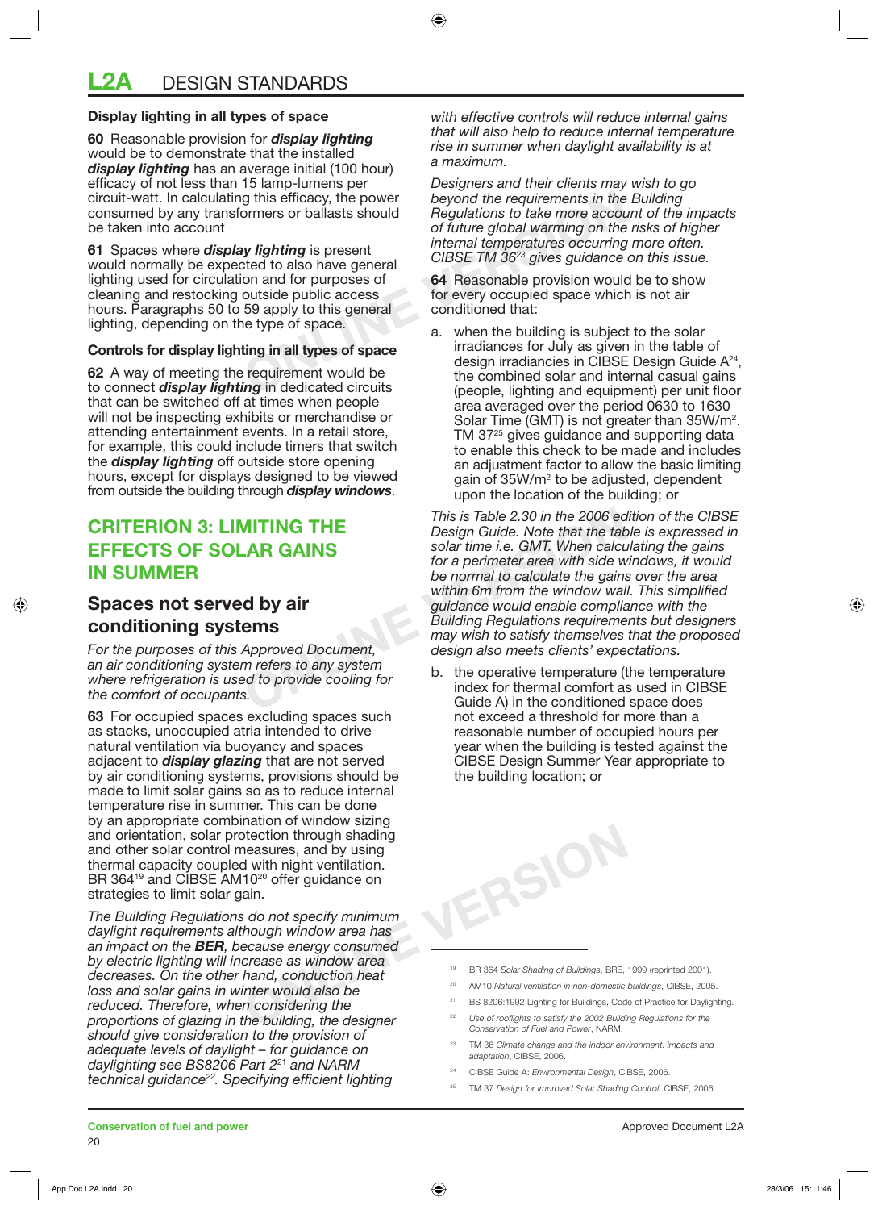### Display lighting in all types of space

**60** Reasonable provision for ***display lighting*** would be to demonstrate that the installed ***display lighting*** has an average initial (100 hour) efficacy of not less than 15 lamp-lumens per circuit-watt. In calculating this efficacy, the power consumed by any transformers or ballasts should be taken into account

**61** Spaces where ***display lighting*** is present would normally be expected to also have general lighting used for circulation and for purposes of cleaning and restocking outside public access hours. Paragraphs 50 to 59 apply to this general lighting, depending on the type of space.

### Controls for display lighting in all types of space

**62** A way of meeting the requirement would be to connect ***display lighting*** in dedicated circuits that can be switched off at times when people will not be inspecting exhibits or merchandise or attending entertainment events. In a retail store, for example, this could include timers that switch the ***display lighting*** off outside store opening hours, except for displays designed to be viewed from outside the building through ***display windows***.

## CRITERION 3: LIMITING THE EFFECTS OF SOLAR GAINS IN SUMMER

## Spaces not served by air conditioning systems

*For the purposes of this Approved Document, an air conditioning system refers to any system where refrigeration is used to provide cooling for the comfort of occupants.*

**63** For occupied spaces excluding spaces such as stacks, unoccupied atria intended to drive natural ventilation via buoyancy and spaces adjacent to ***display glazing*** that are not served by air conditioning systems, provisions should be made to limit solar gains so as to reduce internal temperature rise in summer. This can be done by an appropriate combination of window sizing and orientation, solar protection through shading and other solar control measures, and by using thermal capacity coupled with night ventilation. BR 364[19] and CIBSE AM10[20] offer guidance on strategies to limit solar gain.

*The Building Regulations do not specify minimum daylight requirements although window area has an impact on the* ***BER****, because energy consumed by electric lighting will increase as window area decreases. On the other hand, conduction heat loss and solar gains in winter would also be reduced. Therefore, when considering the proportions of glazing in the building, the designer should give consideration to the provision of adequate levels of daylight – for guidance on daylighting see BS8206 Part 2[21] and NARM technical guidance[22]. Specifying efficient lighting with effective controls will reduce internal gains that will also help to reduce internal temperature rise in summer when daylight availability is at a maximum.*

*Designers and their clients may wish to go beyond the requirements in the Building Regulations to take more account of the impacts of future global warming on the risks of higher internal temperatures occurring more often. CIBSE TM 36[23] gives guidance on this issue.*

**64** Reasonable provision would be to show for every occupied space which is not air conditioned that:

a. when the building is subject to the solar irradiances for July as given in the table of design irradiancies in CIBSE Design Guide A[24], the combined solar and internal casual gains (people, lighting and equipment) per unit floor area averaged over the period 0630 to 1630 Solar Time (GMT) is not greater than 35W/m². TM 37[25] gives guidance and supporting data to enable this check to be made and includes an adjustment factor to allow the basic limiting gain of 35W/m² to be adjusted, dependent upon the location of the building; or

*This is Table 2.30 in the 2006 edition of the CIBSE Design Guide. Note that the table is expressed in solar time i.e. GMT. When calculating the gains for a perimeter area with side windows, it would be normal to calculate the gains over the area within 6m from the window wall. This simplified guidance would enable compliance with the Building Regulations requirements but designers may wish to satisfy themselves that the proposed design also meets clients' expectations.*

b. the operative temperature (the temperature index for thermal comfort as used in CIBSE Guide A) in the conditioned space does not exceed a threshold for more than a reasonable number of occupied hours per year when the building is tested against the CIBSE Design Summer Year appropriate to the building location; or

---

19 BR 364 *Solar Shading of Buildings*, BRE, 1999 (reprinted 2001).

20 AM10 *Natural ventilation in non-domestic buildings*, CIBSE, 2005.

21 BS 8206:1992 Lighting for Buildings, Code of Practice for Daylighting.

22 *Use of rooflights to satisfy the 2002 Building Regulations for the Conservation of Fuel and Power*, NARM.

23 TM 36 *Climate change and the indoor environment: impacts and adaptation*, CIBSE, 2006.

24 CIBSE Guide A: *Environmental Design*, CIBSE, 2006.

25 TM 37 *Design for Improved Solar Shading Control*, CIBSE, 2006.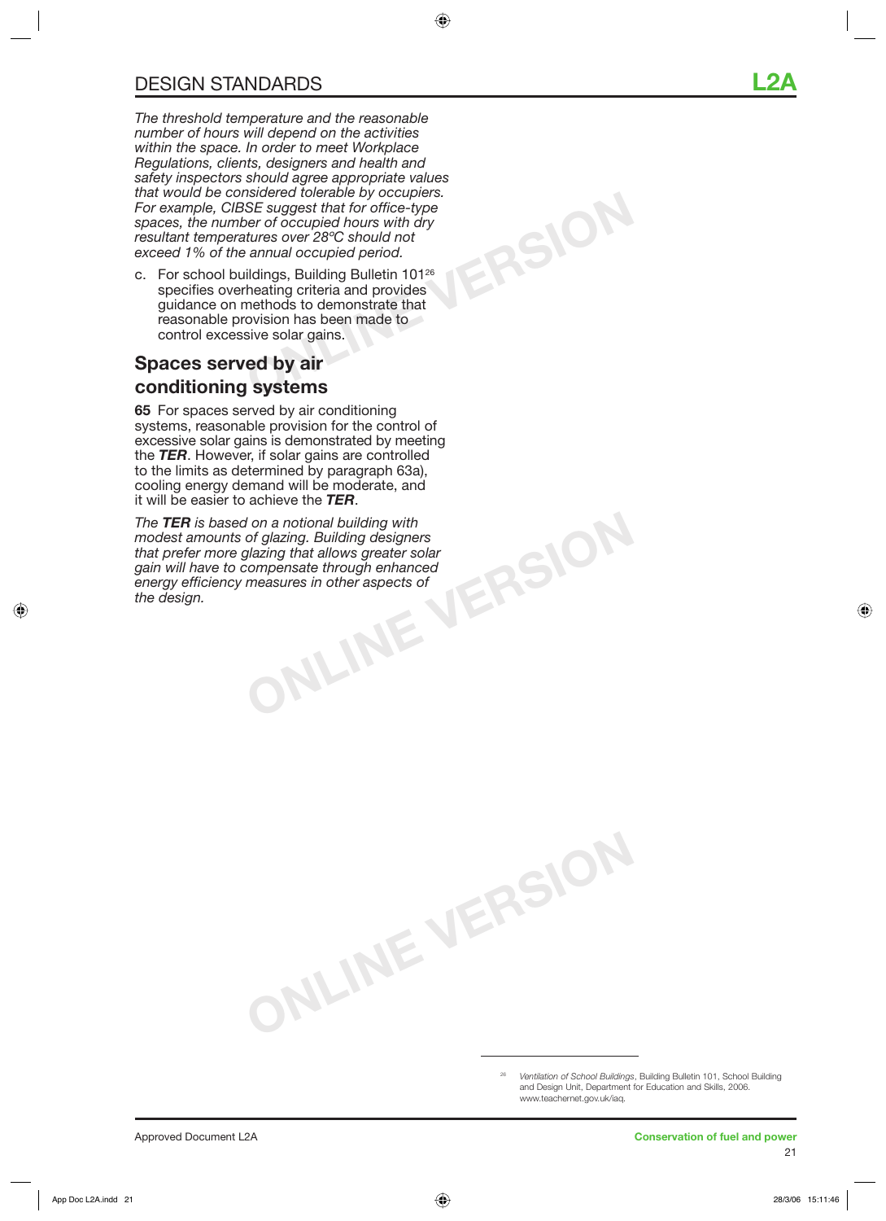*The threshold temperature and the reasonable number of hours will depend on the activities within the space. In order to meet Workplace Regulations, clients, designers and health and safety inspectors should agree appropriate values that would be considered tolerable by occupiers. For example, CIBSE suggest that for office-type spaces, the number of occupied hours with dry resultant temperatures over 28ºC should not exceed 1% of the annual occupied period.*

c. For school buildings, Building Bulletin 101[26] specifies overheating criteria and provides guidance on methods to demonstrate that reasonable provision has been made to control excessive solar gains.

## Spaces served by air conditioning systems

**65** For spaces served by air conditioning systems, reasonable provision for the control of excessive solar gains is demonstrated by meeting the ***TER***. However, if solar gains are controlled to the limits as determined by paragraph 63a), cooling energy demand will be moderate, and it will be easier to achieve the ***TER***.

*The **TER** is based on a notional building with modest amounts of glazing. Building designers that prefer more glazing that allows greater solar gain will have to compensate through enhanced energy efficiency measures in other aspects of the design.*

---

[26] *Ventilation of School Buildings*, Building Bulletin 101, School Building and Design Unit, Department for Education and Skills, 2006. www.teachernet.gov.uk/iaq.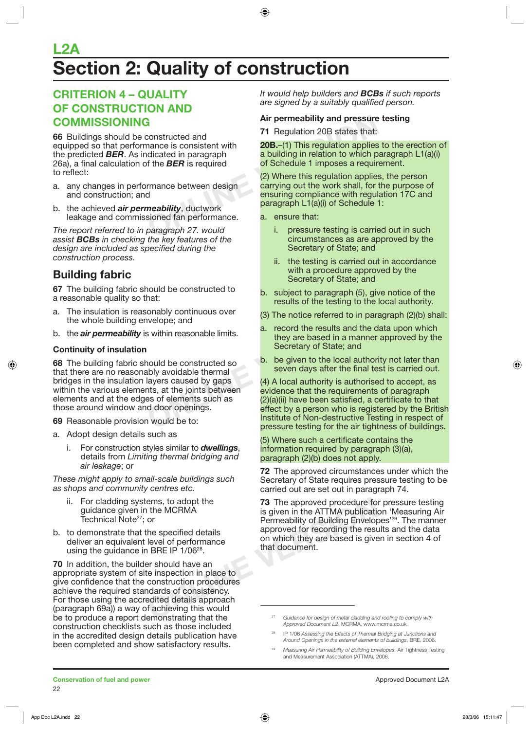# L2A

# Section 2: Quality of construction

## CRITERION 4 – QUALITY OF CONSTRUCTION AND COMMISSIONING

**66** Buildings should be constructed and equipped so that performance is consistent with the predicted ***BER***. As indicated in paragraph 26a), a final calculation of the ***BER*** is required to reflect:

a. any changes in performance between design and construction; and

b. the achieved ***air permeability***, ductwork leakage and commissioned fan performance.

*The report referred to in paragraph 27. would assist* ***BCBs*** *in checking the key features of the design are included as specified during the construction process.*

## Building fabric

**67** The building fabric should be constructed to a reasonable quality so that:

a. The insulation is reasonably continuous over the whole building envelope; and

b. the ***air permeability*** is within reasonable limits.

### Continuity of insulation

**68** The building fabric should be constructed so that there are no reasonably avoidable thermal bridges in the insulation layers caused by gaps within the various elements, at the joints between elements and at the edges of elements such as those around window and door openings.

**69** Reasonable provision would be to:

a. Adopt design details such as

   i. For construction styles similar to ***dwellings***, details from *Limiting thermal bridging and air leakage*; or

*These might apply to small-scale buildings such as shops and community centres etc.*

   ii. For cladding systems, to adopt the guidance given in the MCRMA Technical Note[27]; or

b. to demonstrate that the specified details deliver an equivalent level of performance using the guidance in BRE IP 1/06[28].

**70** In addition, the builder should have an appropriate system of site inspection in place to give confidence that the construction procedures achieve the required standards of consistency. For those using the accredited details approach (paragraph 69a)) a way of achieving this would be to produce a report demonstrating that the construction checklists such as those included in the accredited design details publication have been completed and show satisfactory results.

*It would help builders and* ***BCBs*** *if such reports are signed by a suitably qualified person.*

### Air permeability and pressure testing

**71** Regulation 20B states that:

**20B.**–(1) This regulation applies to the erection of a building in relation to which paragraph L1(a)(i) of Schedule 1 imposes a requirement.

(2) Where this regulation applies, the person carrying out the work shall, for the purpose of ensuring compliance with regulation 17C and paragraph L1(a)(i) of Schedule 1:

a. ensure that:

   i. pressure testing is carried out in such circumstances as are approved by the Secretary of State; and

   ii. the testing is carried out in accordance with a procedure approved by the Secretary of State; and

b. subject to paragraph (5), give notice of the results of the testing to the local authority.

(3) The notice referred to in paragraph (2)(b) shall:

a. record the results and the data upon which they are based in a manner approved by the Secretary of State; and

b. be given to the local authority not later than seven days after the final test is carried out.

(4) A local authority is authorised to accept, as evidence that the requirements of paragraph (2)(a)(ii) have been satisfied, a certificate to that effect by a person who is registered by the British Institute of Non-destructive Testing in respect of pressure testing for the air tightness of buildings.

(5) Where such a certificate contains the information required by paragraph (3)(a), paragraph (2)(b) does not apply.

**72** The approved circumstances under which the Secretary of State requires pressure testing to be carried out are set out in paragraph 74.

**73** The approved procedure for pressure testing is given in the ATTMA publication 'Measuring Air Permeability of Building Envelopes'[29]. The manner approved for recording the results and the data on which they are based is given in section 4 of that document.

---

[27] *Guidance for design of metal cladding and roofing to comply with Approved Document L2*, MCRMA. www.mcrma.co.uk.

[28] IP 1/06 *Assessing the Effects of Thermal Bridging at Junctions and Around Openings in the external elements of buildings*, BRE, 2006.

[29] *Measuring Air Permeability of Building Envelopes*, Air Tightness Testing and Measurement Association (ATTMA), 2006.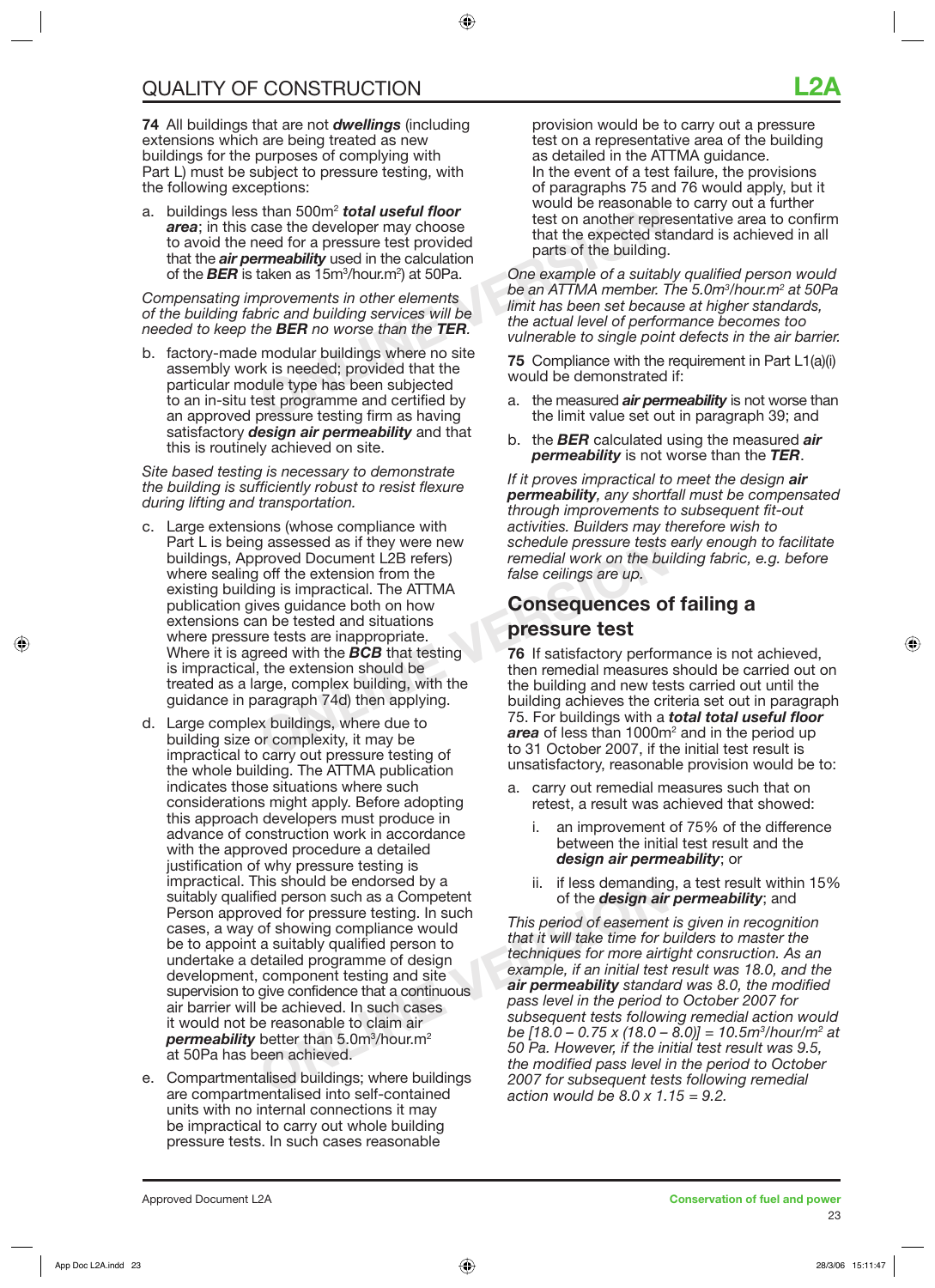74 All buildings that are not ***dwellings*** (including extensions which are being treated as new buildings for the purposes of complying with Part L) must be subject to pressure testing, with the following exceptions:

a. buildings less than 500m² ***total useful floor area***; in this case the developer may choose to avoid the need for a pressure test provided that the ***air permeability*** used in the calculation of the ***BER*** is taken as 15m³/hour.m²) at 50Pa.

*Compensating improvements in other elements of the building fabric and building services will be needed to keep the **BER** no worse than the **TER**.*

b. factory-made modular buildings where no site assembly work is needed; provided that the particular module type has been subjected to an in-situ test programme and certified by an approved pressure testing firm as having satisfactory ***design air permeability*** and that this is routinely achieved on site.

*Site based testing is necessary to demonstrate the building is sufficiently robust to resist flexure during lifting and transportation.*

c. Large extensions (whose compliance with Part L is being assessed as if they were new buildings, Approved Document L2B refers) where sealing off the extension from the existing building is impractical. The ATTMA publication gives guidance both on how extensions can be tested and situations where pressure tests are inappropriate. Where it is agreed with the ***BCB*** that testing is impractical, the extension should be treated as a large, complex building, with the guidance in paragraph 74d) then applying.

d. Large complex buildings, where due to building size or complexity, it may be impractical to carry out pressure testing of the whole building. The ATTMA publication indicates those situations where such considerations might apply. Before adopting this approach developers must produce in advance of construction work in accordance with the approved procedure a detailed justification of why pressure testing is impractical. This should be endorsed by a suitably qualified person such as a Competent Person approved for pressure testing. In such cases, a way of showing compliance would be to appoint a suitably qualified person to undertake a detailed programme of design development, component testing and site supervision to give confidence that a continuous air barrier will be achieved. In such cases it would not be reasonable to claim air ***permeability*** better than 5.0m³/hour.m² at 50Pa has been achieved.

e. Compartmentalised buildings; where buildings are compartmentalised into self-contained units with no internal connections it may be impractical to carry out whole building pressure tests. In such cases reasonable provision would be to carry out a pressure test on a representative area of the building as detailed in the ATTMA guidance. In the event of a test failure, the provisions of paragraphs 75 and 76 would apply, but it would be reasonable to carry out a further test on another representative area to confirm that the expected standard is achieved in all parts of the building.

*One example of a suitably qualified person would be an ATTMA member. The 5.0m³/hour.m² at 50Pa limit has been set because at higher standards, the actual level of performance becomes too vulnerable to single point defects in the air barrier.*

75 Compliance with the requirement in Part L1(a)(i) would be demonstrated if:

a. the measured ***air permeability*** is not worse than the limit value set out in paragraph 39; and

b. the ***BER*** calculated using the measured ***air permeability*** is not worse than the ***TER***.

*If it proves impractical to meet the design **air permeability**, any shortfall must be compensated through improvements to subsequent fit-out activities. Builders may therefore wish to schedule pressure tests early enough to facilitate remedial work on the building fabric, e.g. before false ceilings are up.*

## Consequences of failing a pressure test

76 If satisfactory performance is not achieved, then remedial measures should be carried out on the building and new tests carried out until the building achieves the criteria set out in paragraph 75. For buildings with a ***total total useful floor area*** of less than 1000m² and in the period up to 31 October 2007, if the initial test result is unsatisfactory, reasonable provision would be to:

a. carry out remedial measures such that on retest, a result was achieved that showed:

   i. an improvement of 75% of the difference between the initial test result and the ***design air permeability***; or

   ii. if less demanding, a test result within 15% of the ***design air permeability***; and

*This period of easement is given in recognition that it will take time for builders to master the techniques for more airtight consruction. As an example, if an initial test result was 18.0, and the **air permeability** standard was 8.0, the modified pass level in the period to October 2007 for subsequent tests following remedial action would be [18.0 – 0.75 x (18.0 – 8.0)] = 10.5m³/hour/m² at 50 Pa. However, if the initial test result was 9.5, the modified pass level in the period to October 2007 for subsequent tests following remedial action would be 8.0 x 1.15 = 9.2.*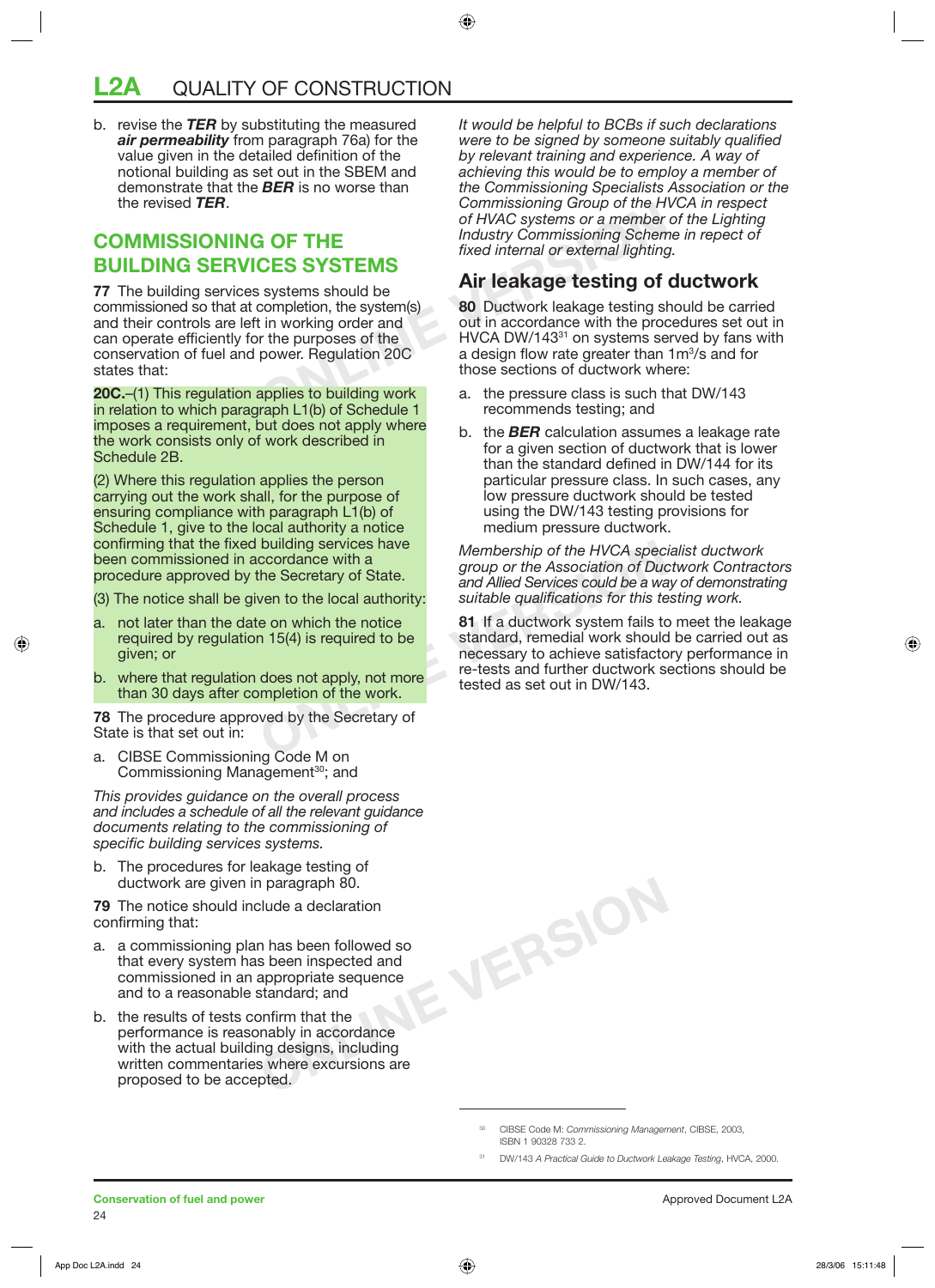b. revise the ***TER*** by substituting the measured ***air permeability*** from paragraph 76a) for the value given in the detailed definition of the notional building as set out in the SBEM and demonstrate that the ***BER*** is no worse than the revised ***TER***.

## COMMISSIONING OF THE BUILDING SERVICES SYSTEMS

**77** The building services systems should be commissioned so that at completion, the system(s) and their controls are left in working order and can operate efficiently for the purposes of the conservation of fuel and power. Regulation 20C states that:

**20C.**–(1) This regulation applies to building work in relation to which paragraph L1(b) of Schedule 1 imposes a requirement, but does not apply where the work consists only of work described in Schedule 2B.

(2) Where this regulation applies the person carrying out the work shall, for the purpose of ensuring compliance with paragraph L1(b) of Schedule 1, give to the local authority a notice confirming that the fixed building services have been commissioned in accordance with a procedure approved by the Secretary of State.

(3) The notice shall be given to the local authority:

a. not later than the date on which the notice required by regulation 15(4) is required to be given; or

b. where that regulation does not apply, not more than 30 days after completion of the work.

**78** The procedure approved by the Secretary of State is that set out in:

a. CIBSE Commissioning Code M on Commissioning Management[30]; and

*This provides guidance on the overall process and includes a schedule of all the relevant guidance documents relating to the commissioning of specific building services systems.*

b. The procedures for leakage testing of ductwork are given in paragraph 80.

**79** The notice should include a declaration confirming that:

a. a commissioning plan has been followed so that every system has been inspected and commissioned in an appropriate sequence and to a reasonable standard; and

b. the results of tests confirm that the performance is reasonably in accordance with the actual building designs, including written commentaries where excursions are proposed to be accepted.

*It would be helpful to BCBs if such declarations were to be signed by someone suitably qualified by relevant training and experience. A way of achieving this would be to employ a member of the Commissioning Specialists Association or the Commissioning Group of the HVCA in respect of HVAC systems or a member of the Lighting Industry Commissioning Scheme in repect of fixed internal or external lighting.*

### Air leakage testing of ductwork

**80** Ductwork leakage testing should be carried out in accordance with the procedures set out in HVCA DW/143[31] on systems served by fans with a design flow rate greater than 1m³/s and for those sections of ductwork where:

a. the pressure class is such that DW/143 recommends testing; and

b. the ***BER*** calculation assumes a leakage rate for a given section of ductwork that is lower than the standard defined in DW/144 for its particular pressure class. In such cases, any low pressure ductwork should be tested using the DW/143 testing provisions for medium pressure ductwork.

*Membership of the HVCA specialist ductwork group or the Association of Ductwork Contractors and Allied Services could be a way of demonstrating suitable qualifications for this testing work.*

**81** If a ductwork system fails to meet the leakage standard, remedial work should be carried out as necessary to achieve satisfactory performance in re-tests and further ductwork sections should be tested as set out in DW/143.

---

[30] CIBSE Code M: *Commissioning Management*, CIBSE, 2003, ISBN 1 90328 733 2.

[31] DW/143 *A Practical Guide to Ductwork Leakage Testing*, HVCA, 2000.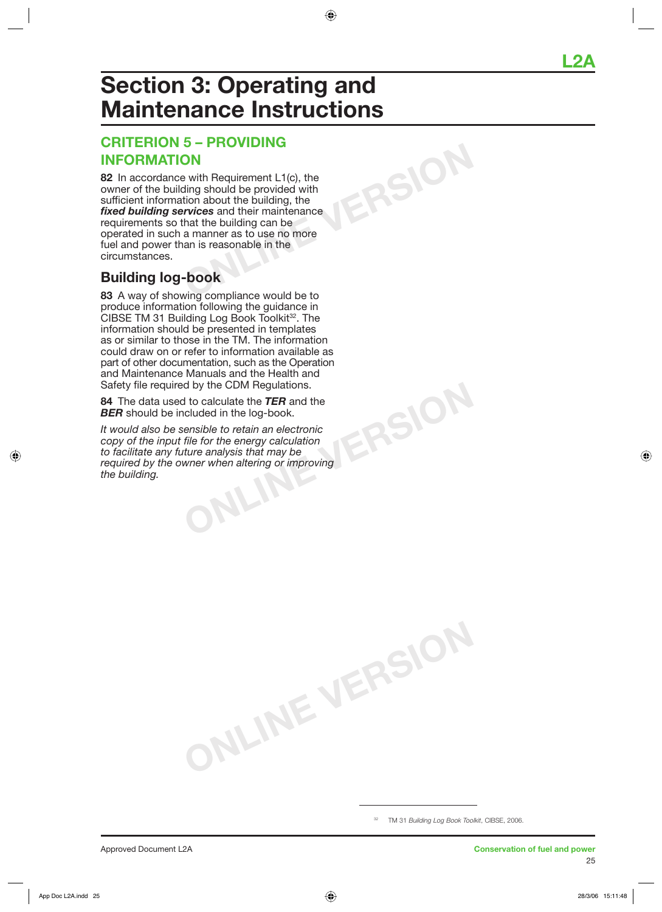# Section 3: Operating and Maintenance Instructions

## CRITERION 5 – PROVIDING INFORMATION

**82** In accordance with Requirement L1(c), the owner of the building should be provided with sufficient information about the building, the ***fixed building services*** and their maintenance requirements so that the building can be operated in such a manner as to use no more fuel and power than is reasonable in the circumstances.

### Building log-book

**83** A way of showing compliance would be to produce information following the guidance in CIBSE TM 31 Building Log Book Toolkit[32]. The information should be presented in templates as or similar to those in the TM. The information could draw on or refer to information available as part of other documentation, such as the Operation and Maintenance Manuals and the Health and Safety file required by the CDM Regulations.

**84** The data used to calculate the ***TER*** and the ***BER*** should be included in the log-book.

*It would also be sensible to retain an electronic copy of the input file for the energy calculation to facilitate any future analysis that may be required by the owner when altering or improving the building.*

[32] TM 31 *Building Log Book Toolkit*, CIBSE, 2006.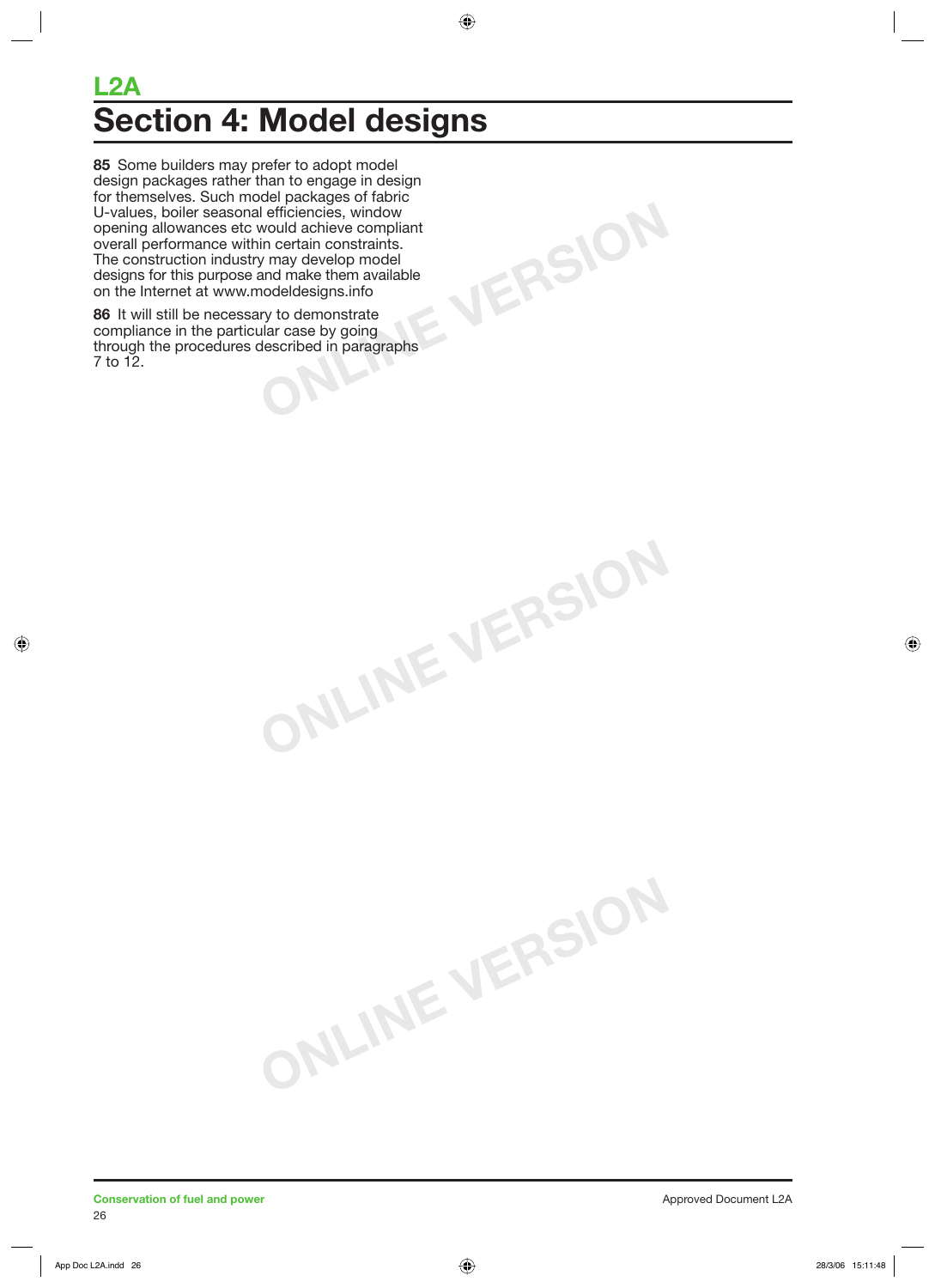# L2A

# Section 4: Model designs

**85** Some builders may prefer to adopt model design packages rather than to engage in design for themselves. Such model packages of fabric U-values, boiler seasonal efficiencies, window opening allowances etc would achieve compliant overall performance within certain constraints. The construction industry may develop model designs for this purpose and make them available on the Internet at www.modeldesigns.info

**86** It will still be necessary to demonstrate compliance in the particular case by going through the procedures described in paragraphs 7 to 12.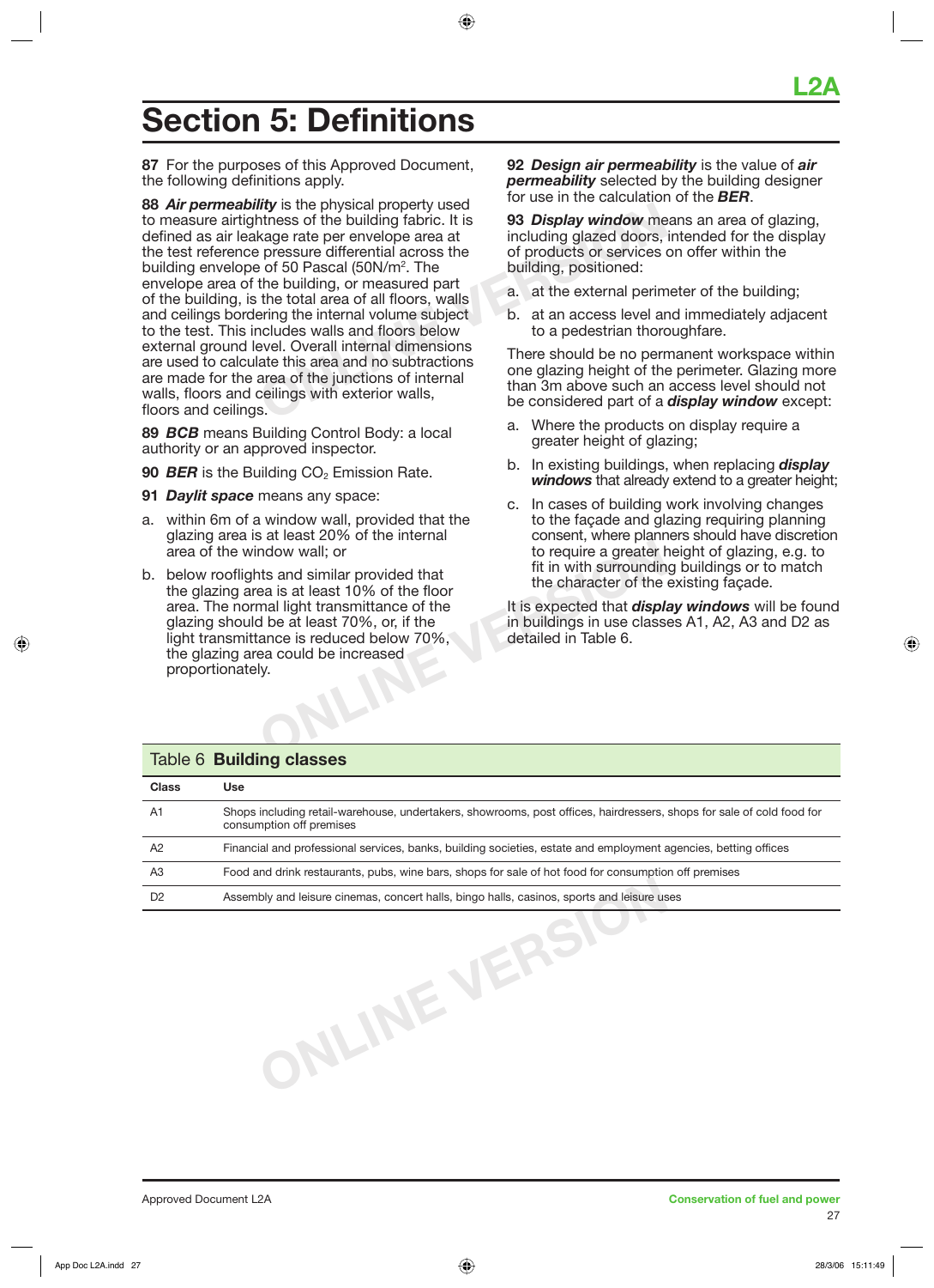# Section 5: Definitions

**87** For the purposes of this Approved Document, the following definitions apply.

**88** ***Air permeability*** is the physical property used to measure airtightness of the building fabric. It is defined as air leakage rate per envelope area at the test reference pressure differential across the building envelope of 50 Pascal (50N/m$^2$. The envelope area of the building, or measured part of the building, is the total area of all floors, walls and ceilings bordering the internal volume subject to the test. This includes walls and floors below external ground level. Overall internal dimensions are used to calculate this area and no subtractions are made for the area of the junctions of internal walls, floors and ceilings with exterior walls, floors and ceilings.

**89** ***BCB*** means Building Control Body: a local authority or an approved inspector.

**90** ***BER*** is the Building $CO_2$ Emission Rate.

**91** ***Daylit space*** means any space:

a. within 6m of a window wall, provided that the glazing area is at least 20% of the internal area of the window wall; or

b. below rooflights and similar provided that the glazing area is at least 10% of the floor area. The normal light transmittance of the glazing should be at least 70%, or, if the light transmittance is reduced below 70%, the glazing area could be increased proportionately.

**92** ***Design air permeability*** is the value of ***air permeability*** selected by the building designer for use in the calculation of the ***BER***.

**93** ***Display window*** means an area of glazing, including glazed doors, intended for the display of products or services on offer within the building, positioned:

a. at the external perimeter of the building;

b. at an access level and immediately adjacent to a pedestrian thoroughfare.

There should be no permanent workspace within one glazing height of the perimeter. Glazing more than 3m above such an access level should not be considered part of a ***display window*** except:

a. Where the products on display require a greater height of glazing;

b. In existing buildings, when replacing ***display windows*** that already extend to a greater height;

c. In cases of building work involving changes to the façade and glazing requiring planning consent, where planners should have discretion to require a greater height of glazing, e.g. to fit in with surrounding buildings or to match the character of the existing façade.

It is expected that ***display windows*** will be found in buildings in use classes A1, A2, A3 and D2 as detailed in Table 6.

Table 6 **Building classes**

| Class | Use |
|---|---|
| A1 | Shops including retail-warehouse, undertakers, showrooms, post offices, hairdressers, shops for sale of cold food for consumption off premises |
| A2 | Financial and professional services, banks, building societies, estate and employment agencies, betting offices |
| A3 | Food and drink restaurants, pubs, wine bars, shops for sale of hot food for consumption off premises |
| D2 | Assembly and leisure cinemas, concert halls, bingo halls, casinos, sports and leisure uses |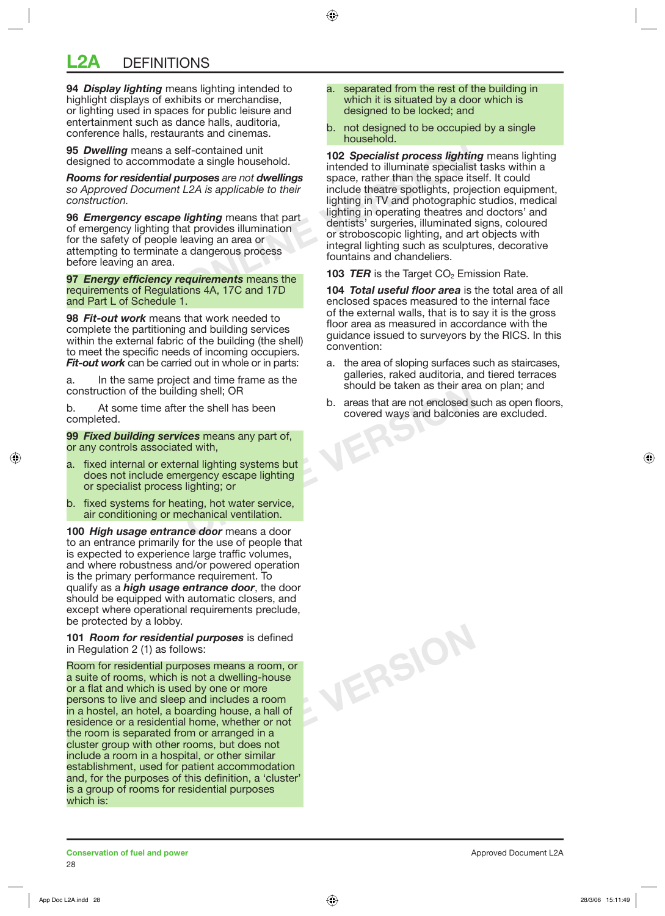# L2A DEFINITIONS

**94** ***Display lighting*** means lighting intended to highlight displays of exhibits or merchandise, or lighting used in spaces for public leisure and entertainment such as dance halls, auditoria, conference halls, restaurants and cinemas.

**95** ***Dwelling*** means a self-contained unit designed to accommodate a single household.

***Rooms for residential purposes*** *are not* ***dwellings*** *so Approved Document L2A is applicable to their construction.*

**96** ***Emergency escape lighting*** means that part of emergency lighting that provides illumination for the safety of people leaving an area or attempting to terminate a dangerous process before leaving an area.

**97** ***Energy efficiency requirements*** means the requirements of Regulations 4A, 17C and 17D and Part L of Schedule 1.

**98** ***Fit-out work*** means that work needed to complete the partitioning and building services within the external fabric of the building (the shell) to meet the specific needs of incoming occupiers. ***Fit-out work*** can be carried out in whole or in parts:

a. In the same project and time frame as the construction of the building shell; OR

b. At some time after the shell has been completed.

**99** ***Fixed building services*** means any part of, or any controls associated with,

a. fixed internal or external lighting systems but does not include emergency escape lighting or specialist process lighting; or

b. fixed systems for heating, hot water service, air conditioning or mechanical ventilation.

**100** ***High usage entrance door*** means a door to an entrance primarily for the use of people that is expected to experience large traffic volumes, and where robustness and/or powered operation is the primary performance requirement. To qualify as a ***high usage entrance door***, the door should be equipped with automatic closers, and except where operational requirements preclude, be protected by a lobby.

**101** ***Room for residential purposes*** is defined in Regulation 2 (1) as follows:

Room for residential purposes means a room, or a suite of rooms, which is not a dwelling-house or a flat and which is used by one or more persons to live and sleep and includes a room in a hostel, an hotel, a boarding house, a hall of residence or a residential home, whether or not the room is separated from or arranged in a cluster group with other rooms, but does not include a room in a hospital, or other similar establishment, used for patient accommodation and, for the purposes of this definition, a 'cluster' is a group of rooms for residential purposes which is:

a. separated from the rest of the building in which it is situated by a door which is designed to be locked; and

b. not designed to be occupied by a single household.

**102** ***Specialist process lighting*** means lighting intended to illuminate specialist tasks within a space, rather than the space itself. It could include theatre spotlights, projection equipment, lighting in TV and photographic studios, medical lighting in operating theatres and doctors' and dentists' surgeries, illuminated signs, coloured or stroboscopic lighting, and art objects with integral lighting such as sculptures, decorative fountains and chandeliers.

**103** ***TER*** is the Target $CO_2$ Emission Rate.

**104** ***Total useful floor area*** is the total area of all enclosed spaces measured to the internal face of the external walls, that is to say it is the gross floor area as measured in accordance with the guidance issued to surveyors by the RICS. In this convention:

a. the area of sloping surfaces such as staircases, galleries, raked auditoria, and tiered terraces should be taken as their area on plan; and

b. areas that are not enclosed such as open floors, covered ways and balconies are excluded.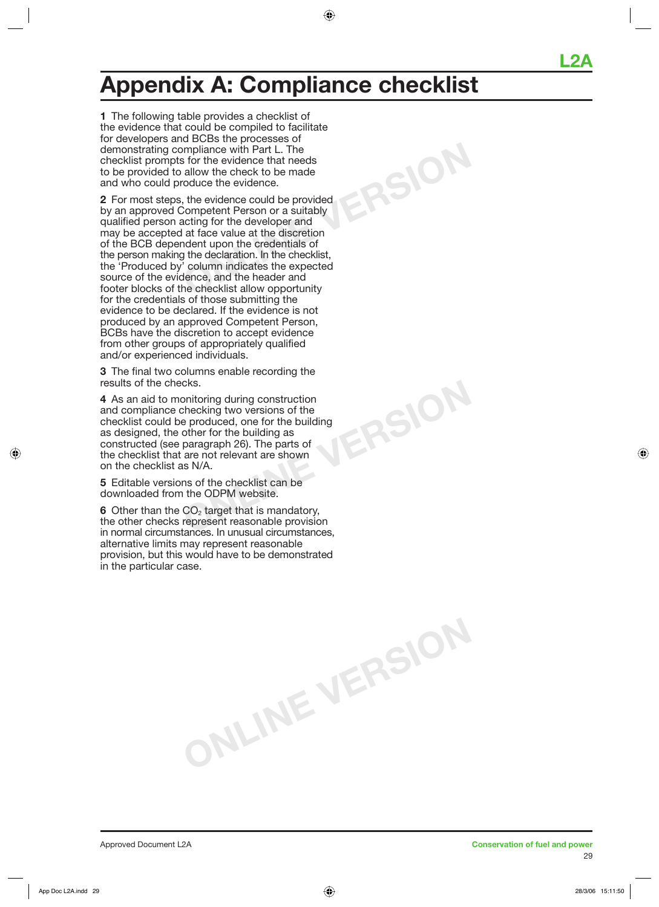# Appendix A: Compliance checklist

**1** The following table provides a checklist of the evidence that could be compiled to facilitate for developers and BCBs the processes of demonstrating compliance with Part L. The checklist prompts for the evidence that needs to be provided to allow the check to be made and who could produce the evidence.

**2** For most steps, the evidence could be provided by an approved Competent Person or a suitably qualified person acting for the developer and may be accepted at face value at the discretion of the BCB dependent upon the credentials of the person making the declaration. In the checklist, the 'Produced by' column indicates the expected source of the evidence, and the header and footer blocks of the checklist allow opportunity for the credentials of those submitting the evidence to be declared. If the evidence is not produced by an approved Competent Person, BCBs have the discretion to accept evidence from other groups of appropriately qualified and/or experienced individuals.

**3** The final two columns enable recording the results of the checks.

**4** As an aid to monitoring during construction and compliance checking two versions of the checklist could be produced, one for the building as designed, the other for the building as constructed (see paragraph 26). The parts of the checklist that are not relevant are shown on the checklist as N/A.

**5** Editable versions of the checklist can be downloaded from the ODPM website.

**6** Other than the $CO_2$ target that is mandatory, the other checks represent reasonable provision in normal circumstances. In unusual circumstances, alternative limits may represent reasonable provision, but this would have to be demonstrated in the particular case.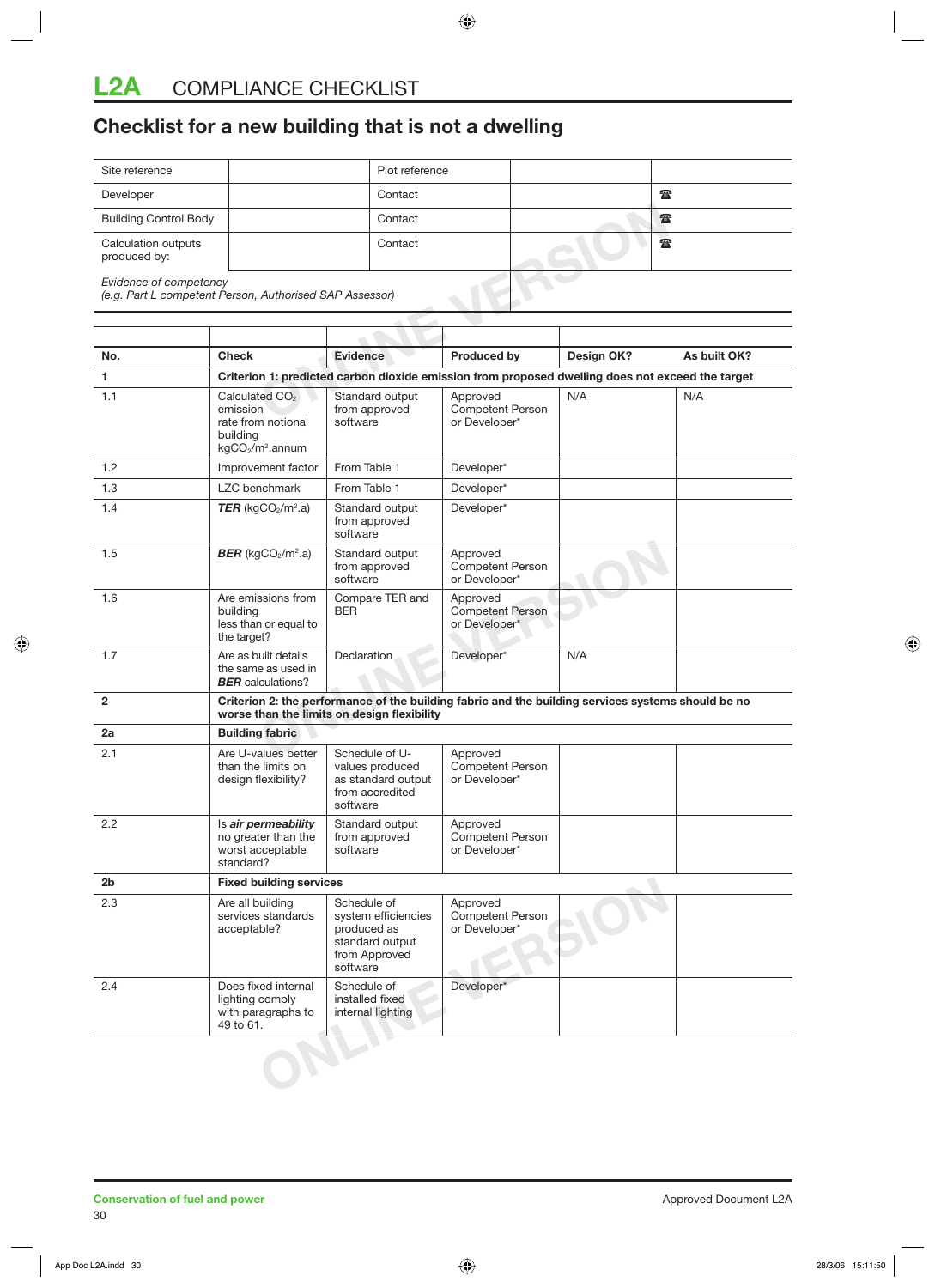# L2A COMPLIANCE CHECKLIST

## Checklist for a new building that is not a dwelling

| | | | | |
|---|---|---|---|---|
| Site reference | | Plot reference | | |
| Developer | | Contact | | ☎ |
| Building Control Body | | Contact | | ☎ |
| Calculation outputs produced by: | | Contact | | ☎ |

*Evidence of competency*
*(e.g. Part L competent Person, Authorised SAP Assessor)*

| No. | Check | Evidence | Produced by | Design OK? | As built OK? |
|---|---|---|---|---|---|
| **1** | **Criterion 1: predicted carbon dioxide emission from proposed dwelling does not exceed the target** | | | | |
| 1.1 | Calculated $CO_2$ emission rate from notional building $kgCO_2/m^2$.annum | Standard output from approved software | Approved Competent Person or Developer* | N/A | N/A |
| 1.2 | Improvement factor | From Table 1 | Developer* | | |
| 1.3 | LZC benchmark | From Table 1 | Developer* | | |
| 1.4 | ***TER*** ($kgCO_2/m^2$.a) | Standard output from approved software | Developer* | | |
| 1.5 | ***BER*** ($kgCO_2/m^2$.a) | Standard output from approved software | Approved Competent Person or Developer* | | |
| 1.6 | Are emissions from building less than or equal to the target? | Compare TER and BER | Approved Competent Person or Developer* | | |
| 1.7 | Are as built details the same as used in ***BER*** calculations? | Declaration | Developer* | N/A | |
| **2** | **Criterion 2: the performance of the building fabric and the building services systems should be no worse than the limits on design flexibility** | | | | |
| **2a** | **Building fabric** | | | | |
| 2.1 | Are U-values better than the limits on design flexibility? | Schedule of U-values produced as standard output from accredited software | Approved Competent Person or Developer* | | |
| 2.2 | Is ***air permeability*** no greater than the worst acceptable standard? | Standard output from approved software | Approved Competent Person or Developer* | | |
| **2b** | **Fixed building services** | | | | |
| 2.3 | Are all building services standards acceptable? | Schedule of system efficiencies produced as standard output from Approved software | Approved Competent Person or Developer* | | |
| 2.4 | Does fixed internal lighting comply with paragraphs to 49 to 61. | Schedule of installed fixed internal lighting | Developer* | | |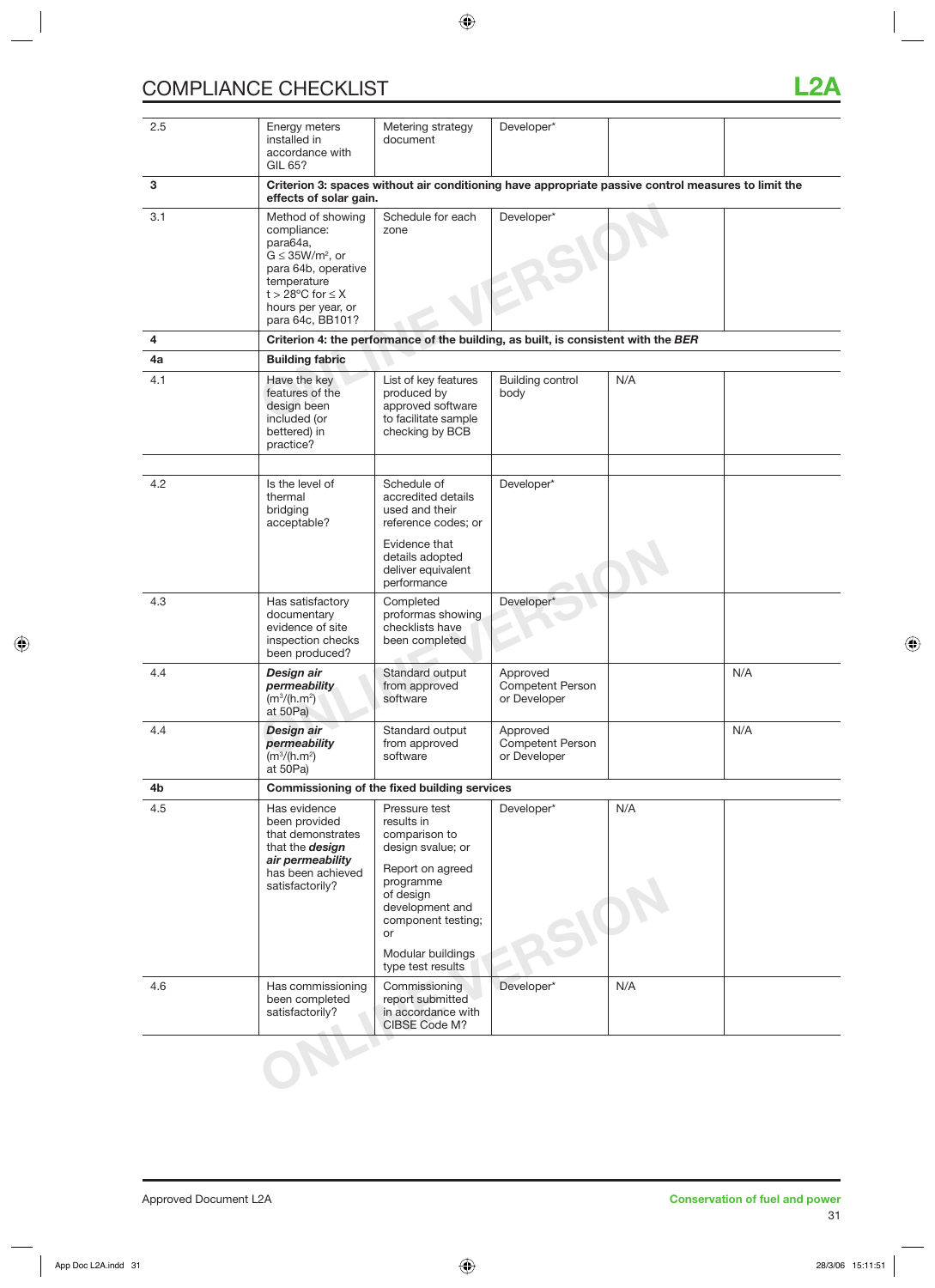# COMPLIANCE CHECKLIST

| | | | | | |
|---|---|---|---|---|---|
| 2.5 | Energy meters installed in accordance with GIL 65? | Metering strategy document | Developer* | | |
| **3** | **Criterion 3: spaces without air conditioning have appropriate passive control measures to limit the effects of solar gain.** | | | | |
| 3.1 | Method of showing compliance: para64a, $G \leq 35W/m^2$, or para 64b, operative temperature $t > 28°C$ for $\leq X$ hours per year, or para 64c, BB101? | Schedule for each zone | Developer* | | |
| **4** | **Criterion 4: the performance of the building, as built, is consistent with the *BER*** | | | | |
| **4a** | **Building fabric** | | | | |
| 4.1 | Have the key features of the design been included (or bettered) in practice? | List of key features produced by approved software to facilitate sample checking by BCB | Building control body | N/A | |
| | | | | | |
| 4.2 | Is the level of thermal bridging acceptable? | Schedule of accredited details used and their reference codes; or<br><br>Evidence that details adopted deliver equivalent performance | Developer* | | |
| 4.3 | Has satisfactory documentary evidence of site inspection checks been produced? | Completed proformas showing checklists have been completed | Developer* | | |
| 4.4 | ***Design air permeability*** ($m^3/(h.m^2)$ at 50Pa) | Standard output from approved software | Approved Competent Person or Developer | | N/A |
| 4.4 | ***Design air permeability*** ($m^3/(h.m^2)$ at 50Pa) | Standard output from approved software | Approved Competent Person or Developer | | N/A |
| **4b** | **Commissioning of the fixed building services** | | | | |
| 4.5 | Has evidence been provided that demonstrates that the ***design air permeability*** has been achieved satisfactorily? | Pressure test results in comparison to design svalue; or<br><br>Report on agreed programme of design development and component testing; or<br><br>Modular buildings type test results | Developer* | N/A | |
| 4.6 | Has commissioning been completed satisfactorily? | Commissioning report submitted in accordance with CIBSE Code M? | Developer* | N/A | |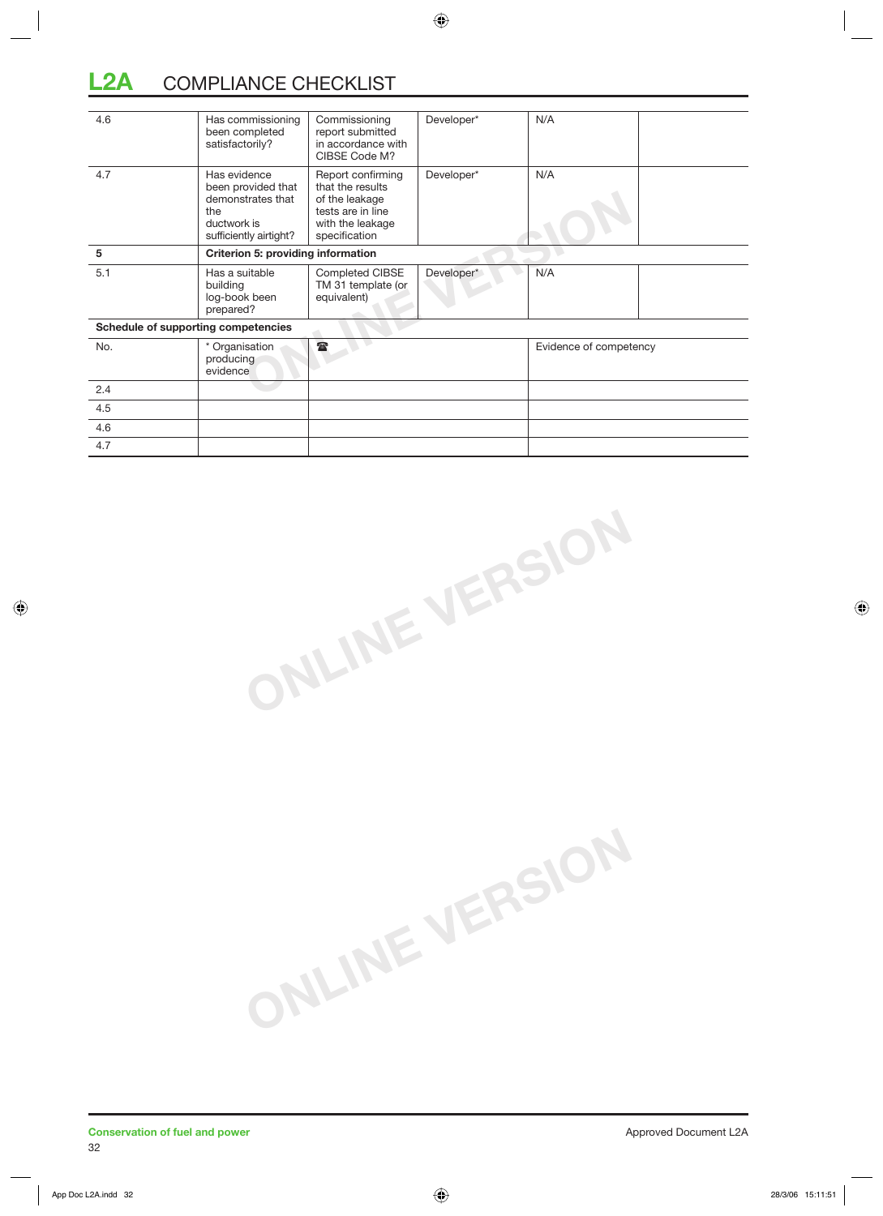## L2A COMPLIANCE CHECKLIST

| | | | | | |
|---|---|---|---|---|---|
| 4.6 | Has commissioning been completed satisfactorily? | Commissioning report submitted in accordance with CIBSE Code M? | Developer* | N/A | |
| 4.7 | Has evidence been provided that demonstrates that the ductwork is sufficiently airtight? | Report confirming that the results of the leakage tests are in line with the leakage specification | Developer* | N/A | |
| **5** | **Criterion 5: providing information** | | | | |
| 5.1 | Has a suitable building log-book been prepared? | Completed CIBSE TM 31 template (or equivalent) | Developer* | N/A | |

**Schedule of supporting competencies**

| No. | * Organisation producing evidence | ☎ | Evidence of competency |
|---|---|---|---|
| 2.4 | | | |
| 4.5 | | | |
| 4.6 | | | |
| 4.7 | | | |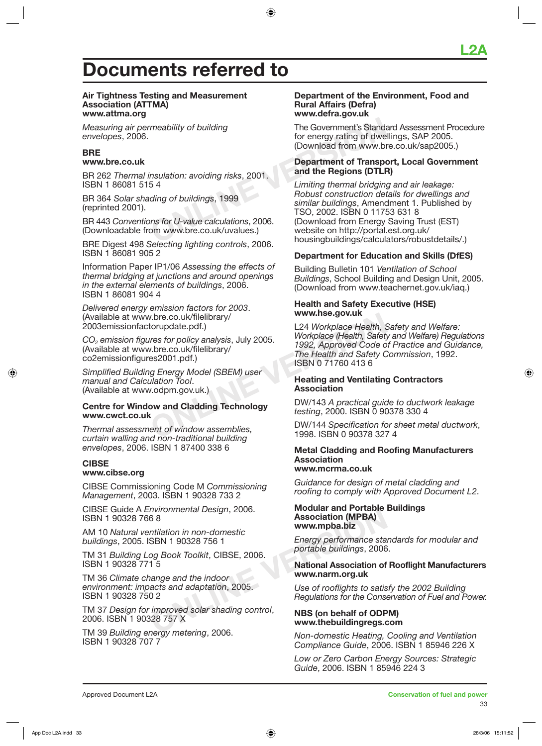# Documents referred to

**Air Tightness Testing and Measurement Association (ATTMA)**
**www.attma.org**

*Measuring air permeability of building envelopes*, 2006.

**BRE**
**www.bre.co.uk**

BR 262 *Thermal insulation: avoiding risks*, 2001. ISBN 1 86081 515 4

BR 364 *Solar shading of buildings*, 1999 (reprinted 2001).

BR 443 *Conventions for U-value calculations*, 2006. (Downloadable from www.bre.co.uk/uvalues.)

BRE Digest 498 *Selecting lighting controls*, 2006. ISBN 1 86081 905 2

Information Paper IP1/06 *Assessing the effects of thermal bridging at junctions and around openings in the external elements of buildings*, 2006. ISBN 1 86081 904 4

*Delivered energy emission factors for 2003*. (Available at www.bre.co.uk/filelibrary/2003emissionfactorupdate.pdf.)

*$CO_2$ emission figures for policy analysis*, July 2005. (Available at www.bre.co.uk/filelibrary/co2emissionfigures2001.pdf.)

*Simplified Building Energy Model (SBEM) user manual and Calculation Tool*. (Available at www.odpm.gov.uk.)

**Centre for Window and Cladding Technology**
**www.cwct.co.uk**

*Thermal assessment of window assemblies, curtain walling and non-traditional building envelopes*, 2006. ISBN 1 87400 338 6

**CIBSE**
**www.cibse.org**

CIBSE Commissioning Code M *Commissioning Management*, 2003. ISBN 1 90328 733 2

CIBSE Guide A *Environmental Design*, 2006. ISBN 1 90328 766 8

AM 10 *Natural ventilation in non-domestic buildings*, 2005. ISBN 1 90328 756 1

TM 31 *Building Log Book Toolkit*, CIBSE, 2006. ISBN 1 90328 771 5

TM 36 *Climate change and the indoor environment: impacts and adaptation*, 2005. ISBN 1 90328 750 2

TM 37 *Design for improved solar shading control*, 2006. ISBN 1 90328 757 X

TM 39 *Building energy metering*, 2006. ISBN 1 90328 707 7

**Department of the Environment, Food and Rural Affairs (Defra)**
**www.defra.gov.uk**

The Government's Standard Assessment Procedure for energy rating of dwellings, SAP 2005. (Download from www.bre.co.uk/sap2005.)

**Department of Transport, Local Government and the Regions (DTLR)**

*Limiting thermal bridging and air leakage: Robust construction details for dwellings and similar buildings*, Amendment 1. Published by TSO, 2002. ISBN 0 11753 631 8 (Download from Energy Saving Trust (EST) website on http://portal.est.org.uk/housingbuildings/calculators/robustdetails/.)

**Department for Education and Skills (DfES)**

Building Bulletin 101 *Ventilation of School Buildings*, School Building and Design Unit, 2005. (Download from www.teachernet.gov.uk/iaq.)

**Health and Safety Executive (HSE)**
**www.hse.gov.uk**

L24 *Workplace Health, Safety and Welfare: Workplace (Health, Safety and Welfare) Regulations 1992, Approved Code of Practice and Guidance, The Health and Safety Commission*, 1992. ISBN 0 71760 413 6

**Heating and Ventilating Contractors Association**

DW/143 *A practical guide to ductwork leakage testing*, 2000. ISBN 0 90378 330 4

DW/144 *Specification for sheet metal ductwork*, 1998. ISBN 0 90378 327 4

**Metal Cladding and Roofing Manufacturers Association**
**www.mcrma.co.uk**

*Guidance for design of metal cladding and roofing to comply with Approved Document L2*.

**Modular and Portable Buildings Association (MPBA)**
**www.mpba.biz**

*Energy performance standards for modular and portable buildings*, 2006.

**National Association of Rooflight Manufacturers**
**www.narm.org.uk**

*Use of rooflights to satisfy the 2002 Building Regulations for the Conservation of Fuel and Power.*

**NBS (on behalf of ODPM)**
**www.thebuildingregs.com**

*Non-domestic Heating, Cooling and Ventilation Compliance Guide*, 2006. ISBN 1 85946 226 X

*Low or Zero Carbon Energy Sources: Strategic Guide*, 2006. ISBN 1 85946 224 3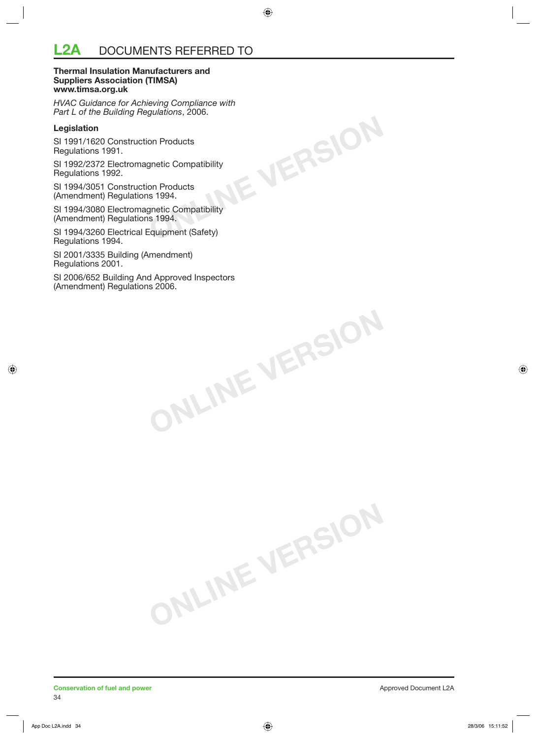# L2A DOCUMENTS REFERRED TO

**Thermal Insulation Manufacturers and Suppliers Association (TIMSA)**
**www.timsa.org.uk**

*HVAC Guidance for Achieving Compliance with Part L of the Building Regulations*, 2006.

**Legislation**

SI 1991/1620 Construction Products Regulations 1991.

SI 1992/2372 Electromagnetic Compatibility Regulations 1992.

SI 1994/3051 Construction Products (Amendment) Regulations 1994.

SI 1994/3080 Electromagnetic Compatibility (Amendment) Regulations 1994.

SI 1994/3260 Electrical Equipment (Safety) Regulations 1994.

SI 2001/3335 Building (Amendment) Regulations 2001.

SI 2006/652 Building And Approved Inspectors (Amendment) Regulations 2006.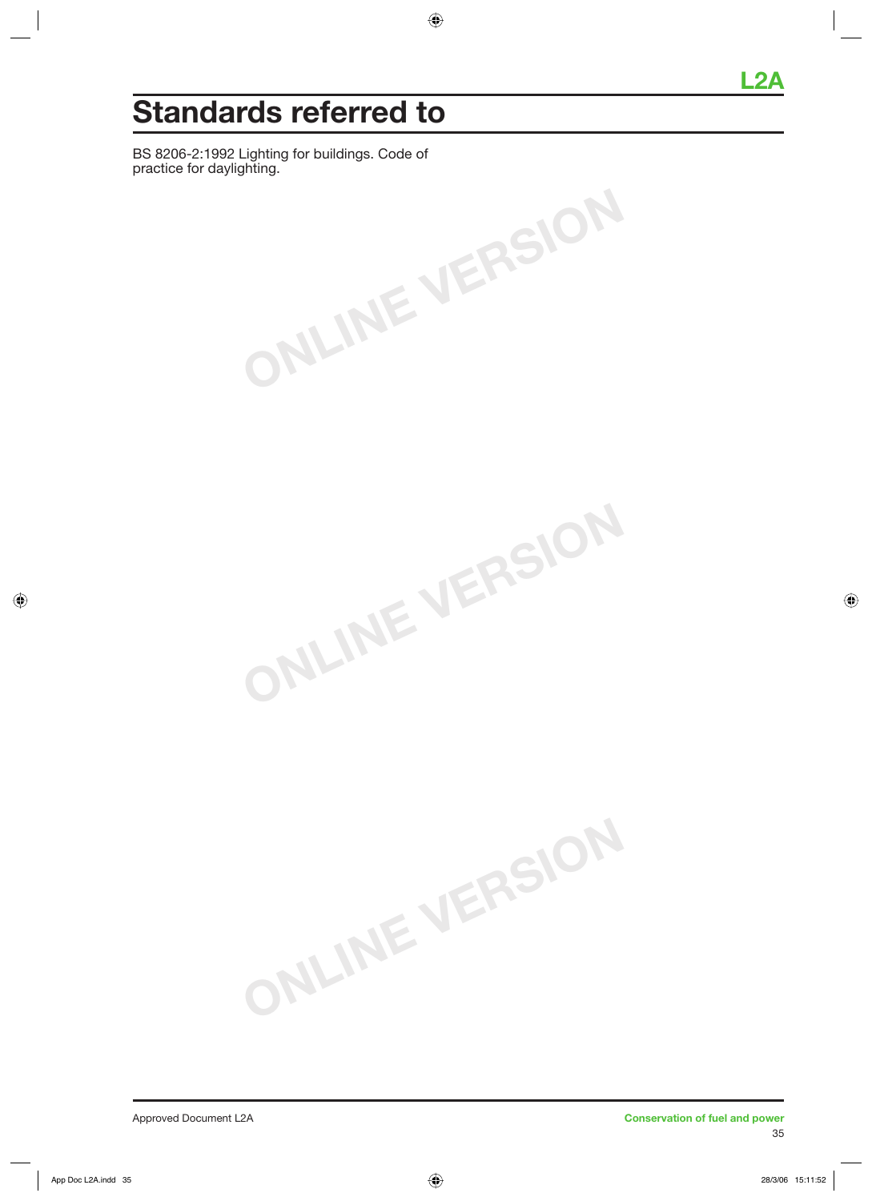# Standards referred to

BS 8206-2:1992 Lighting for buildings. Code of practice for daylighting.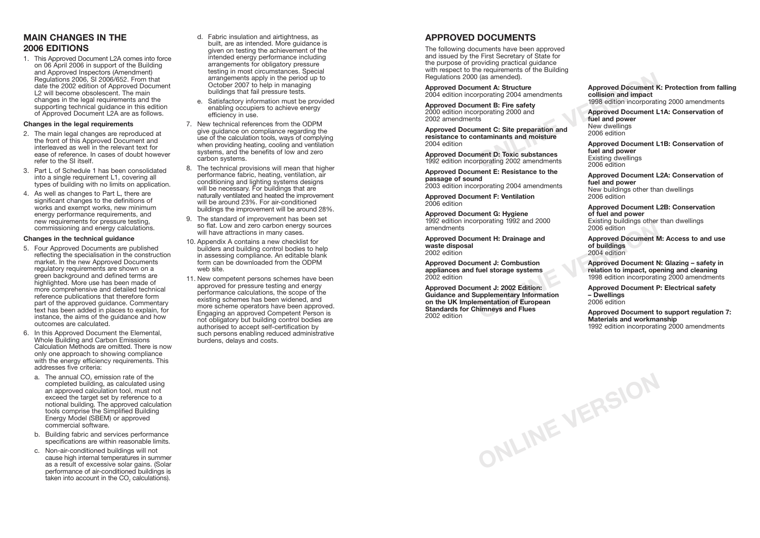## MAIN CHANGES IN THE 2006 EDITIONS

1. This Approved Document L2A comes into force on 06 April 2006 in support of the Building and Approved Inspectors (Amendment) Regulations 2006, SI 2006/652. From that date the 2002 edition of Approved Document L2 will become obsolescent. The main changes in the legal requirements and the supporting technical guidance in this edition of Approved Document L2A are as follows.

### Changes in the legal requirements

2. The main legal changes are reproduced at the front of this Approved Document and interleaved as well in the relevant text for ease of reference. In cases of doubt however refer to the SI itself.
3. Part L of Schedule 1 has been consolidated into a single requirement L1, covering all types of building with no limits on application.
4. As well as changes to Part L, there are significant changes to the definitions of works and exempt works, new minimum energy performance requirements, and new requirements for pressure testing, commissioning and energy calculations.

### Changes in the technical guidance

5. Four Approved Documents are published reflecting the specialisation in the construction market. In the new Approved Documents regulatory requirements are shown on a green background and defined terms are highlighted. More use has been made of more comprehensive and detailed technical reference publications that therefore form part of the approved guidance. Commentary text has been added in places to explain, for instance, the aims of the guidance and how outcomes are calculated.
6. In this Approved Document the Elemental, Whole Building and Carbon Emissions Calculation Methods are omitted. There is now only one approach to showing compliance with the energy efficiency requirements. This addresses five criteria:
   a. The annual $CO_2$ emission rate of the completed building, as calculated using an approved calculation tool, must not exceed the target set by reference to a notional building. The approved calculation tools comprise the Simplified Building Energy Model (SBEM) or approved commercial software.
   b. Building fabric and services performance specifications are within reasonable limits.
   c. Non-air-conditioned buildings will not cause high internal temperatures in summer as a result of excessive solar gains. (Solar performance of air-conditioned buildings is taken into account in the $CO_2$ calculations).
   d. Fabric insulation and airtightness, as built, are as intended. More guidance is given on testing the achievement of the intended energy performance including arrangements for obligatory pressure testing in most circumstances. Special arrangements apply in the period up to October 2007 to help in managing buildings that fail pressure tests.
   e. Satisfactory information must be provided enabling occupiers to achieve energy efficiency in use.
7. New technical references from the ODPM give guidance on compliance regarding the use of the calculation tools, ways of complying when providing heating, cooling and ventilation systems, and the benefits of low and zero carbon systems.
8. The technical provisions will mean that higher performance fabric, heating, ventilation, air conditioning and lighting systems designs will be necessary. For buildings that are naturally ventilated and heated the improvement will be around 23%. For air-conditioned buildings the improvement will be around 28%.
9. The standard of improvement has been set so flat. Low and zero carbon energy sources will have attractions in many cases.
10. Appendix A contains a new checklist for builders and building control bodies to help in assessing compliance. An editable blank form can be downloaded from the ODPM web site.
11. New competent persons schemes have been approved for pressure testing and energy performance calculations, the scope of the existing schemes has been widened, and more scheme operators have been approved. Engaging an approved Competent Person is not obligatory but building control bodies are authorised to accept self-certification by such persons enabling reduced administrative burdens, delays and costs.

## APPROVED DOCUMENTS

The following documents have been approved and issued by the First Secretary of State for the purpose of providing practical guidance with respect to the requirements of the Building Regulations 2000 (as amended).

**Approved Document A: Structure**
2004 edition incorporating 2004 amendments

**Approved Document B: Fire safety**
2000 edition incorporating 2000 and 2002 amendments

**Approved Document C: Site preparation and resistance to contaminants and moisture**
2004 edition

**Approved Document D: Toxic substances**
1992 edition incorporating 2002 amendments

**Approved Document E: Resistance to the passage of sound**
2003 edition incorporating 2004 amendments

**Approved Document F: Ventilation**
2006 edition

**Approved Document G: Hygiene**
1992 edition incorporating 1992 and 2000 amendments

**Approved Document H: Drainage and waste disposal**
2002 edition

**Approved Document J: Combustion appliances and fuel storage systems**
2002 edition

**Approved Document J: 2002 Edition: Guidance and Supplementary Information on the UK Implementation of European Standards for Chimneys and Flues**
2002 edition

**Approved Document K: Protection from falling collision and impact**
1998 edition incorporating 2000 amendments

**Approved Document L1A: Conservation of fuel and power**
New dwellings
2006 edition

**Approved Document L1B: Conservation of fuel and power**
Existing dwellings
2006 edition

**Approved Document L2A: Conservation of fuel and power**
New buildings other than dwellings
2006 edition

**Approved Document L2B: Conservation of fuel and power**
Existing buildings other than dwellings
2006 edition

**Approved Document M: Access to and use of buildings**
2004 edition

**Approved Document N: Glazing – safety in relation to impact, opening and cleaning**
1998 edition incorporating 2000 amendments

**Approved Document P: Electrical safety – Dwellings**
2006 edition

**Approved Document to support regulation 7: Materials and workmanship**
1992 edition incorporating 2000 amendments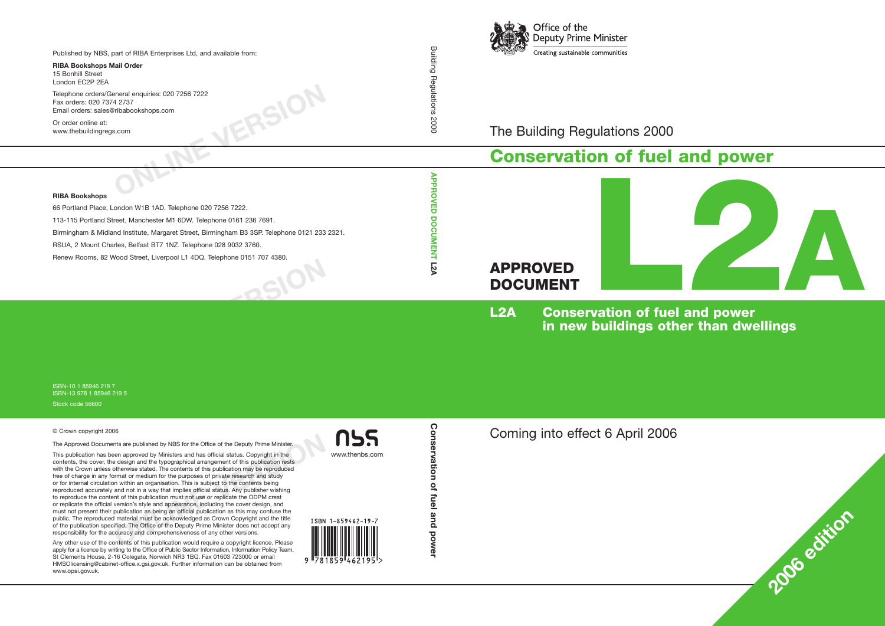Published by NBS, part of RIBA Enterprises Ltd, and available from:

**RIBA Bookshops Mail Order**
15 Bonhill Street
London EC2P 2EA

Telephone orders/General enquiries: 020 7256 7222
Fax orders: 020 7374 2737
Email orders: sales@ribabookshops.com

Or order online at:
www.thebuildingregs.com

**RIBA Bookshops**

66 Portland Place, London W1B 1AD. Telephone 020 7256 7222.

113-115 Portland Street, Manchester M1 6DW. Telephone 0161 236 7691.

Birmingham & Midland Institute, Margaret Street, Birmingham B3 3SP. Telephone 0121 233 2321.

RSUA, 2 Mount Charles, Belfast BT7 1NZ. Telephone 028 9032 3760.

Renew Rooms, 82 Wood Street, Liverpool L1 4DQ. Telephone 0151 707 4380.

ISBN-10 1 85946 219 7
ISBN-13 978 1 85946 219 5
Stock code 56600

© Crown copyright 2006

The Approved Documents are published by NBS for the Office of the Deputy Prime Minister.

This publication has been approved by Ministers and has official status. Copyright in the contents, the cover, the design and the typographical arrangement of this publication rests with the Crown unless otherwise stated. The contents of this publication may be reproduced free of charge in any format or medium for the purposes of private research and study or for internal circulation within an organisation. This is subject to the contents being reproduced accurately and not in a way that implies official status. Any publisher wishing to reproduce the content of this publication must not use or replicate the ODPM crest or replicate the official version's style and appearance, including the cover design, and must not present their publication as being an official publication as this may confuse the public. The reproduced material must be acknowledged as Crown Copyright and the title of the publication specified. The Office of the Deputy Prime Minister does not accept any responsibility for the accuracy and comprehensiveness of any other versions.

Any other use of the contents of this publication would require a copyright licence. Please apply for a licence by writing to the Office of Public Sector Information, Information Policy Team, St Clements House, 2-16 Colegate, Norwich NR3 1BQ. Fax 01603 723000 or email HMSOlicensing@cabinet-office.x.gsi.gov.uk. Further information can be obtained from www.opsi.gov.uk.

nbs
www.thenbs.com

ISBN 1-859462-19-7
9 781859 462195

Building Regulations 2000

**APPROVED DOCUMENT L2A**

**Conservation of fuel and power**

Office of the Deputy Prime Minister
Creating sustainable communities

The Building Regulations 2000

# Conservation of fuel and power

**APPROVED DOCUMENT**

# L2A

## L2A Conservation of fuel and power in new buildings other than dwellings

Coming into effect 6 April 2006

**2006 edition**